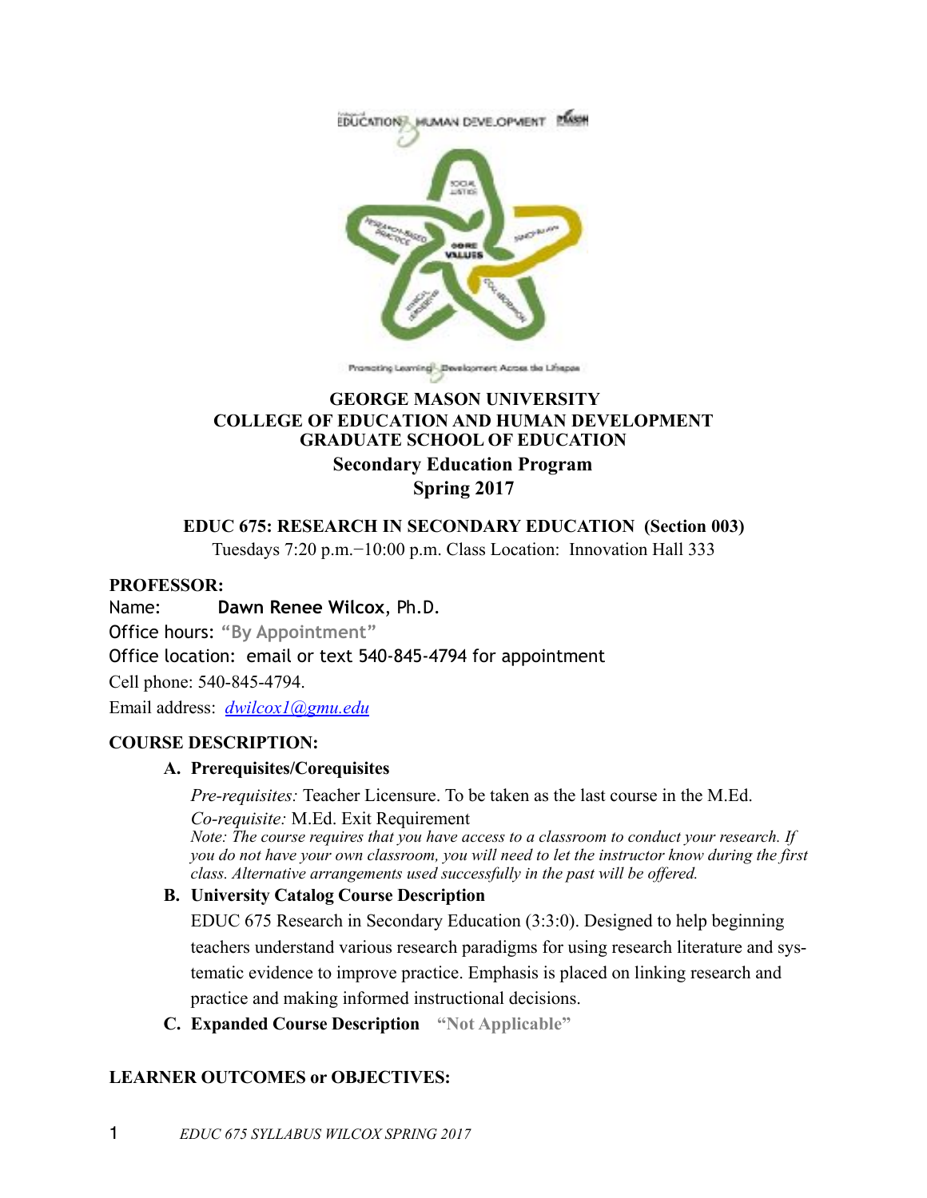# GEORGE MASON UNIVERSITY
# COLLEGE OF EDUCATION AND HUMAN DEVELOPMENT
# GRADUATE SCHOOL OF EDUCATION

## Secondary Education Program
## Spring 2017

### EDUC 675: RESEARCH IN SECONDARY EDUCATION (Section 003)

Tuesdays 7:20 p.m.−10:00 p.m. Class Location: Innovation Hall 333

**PROFESSOR:**

Name: **Dawn Renee Wilcox**, Ph.D.

Office hours: **"By Appointment"**

Office location: email or text 540-845-4794 for appointment

Cell phone: 540-845-4794.

Email address: *dwilcox1@gmu.edu*

**COURSE DESCRIPTION:**

**A. Prerequisites/Corequisites**

*Pre-requisites:* Teacher Licensure. To be taken as the last course in the M.Ed.

*Co-requisite:* M.Ed. Exit Requirement

*Note: The course requires that you have access to a classroom to conduct your research. If you do not have your own classroom, you will need to let the instructor know during the first class. Alternative arrangements used successfully in the past will be offered.*

**B. University Catalog Course Description**

EDUC 675 Research in Secondary Education (3:3:0). Designed to help beginning teachers understand various research paradigms for using research literature and systematic evidence to improve practice. Emphasis is placed on linking research and practice and making informed instructional decisions.

**C. Expanded Course Description** **"Not Applicable"**

**LEARNER OUTCOMES or OBJECTIVES:**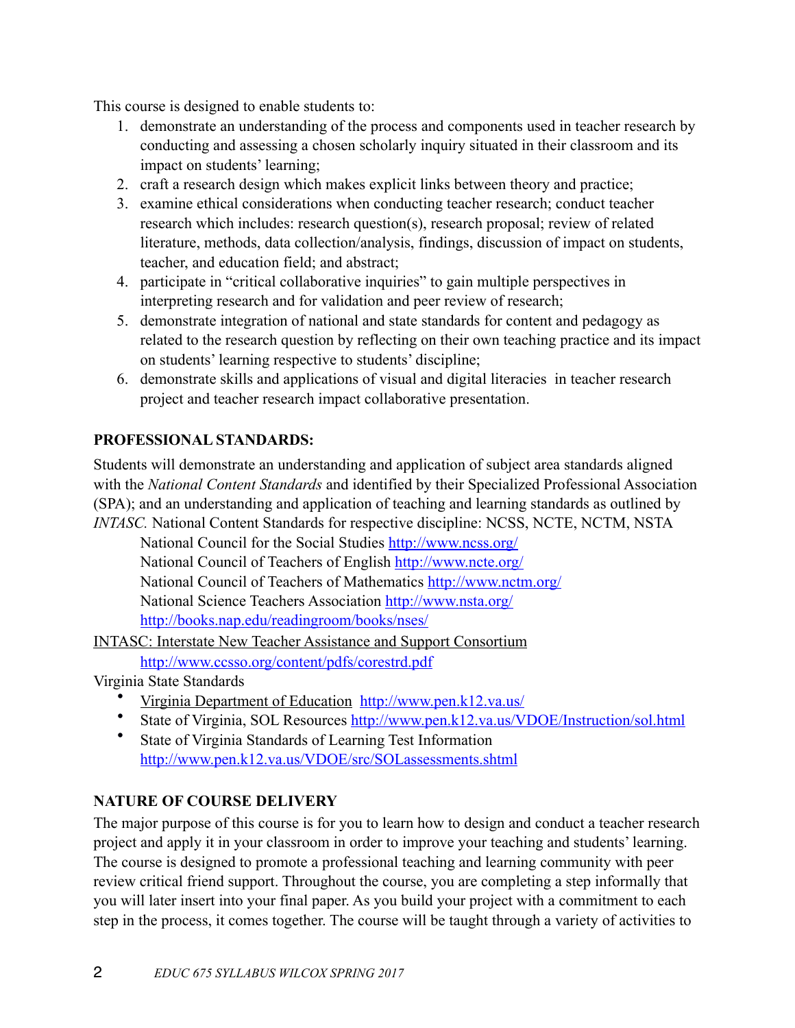This course is designed to enable students to:

1. demonstrate an understanding of the process and components used in teacher research by conducting and assessing a chosen scholarly inquiry situated in their classroom and its impact on students' learning;
2. craft a research design which makes explicit links between theory and practice;
3. examine ethical considerations when conducting teacher research; conduct teacher research which includes: research question(s), research proposal; review of related literature, methods, data collection/analysis, findings, discussion of impact on students, teacher, and education field; and abstract;
4. participate in "critical collaborative inquiries" to gain multiple perspectives in interpreting research and for validation and peer review of research;
5. demonstrate integration of national and state standards for content and pedagogy as related to the research question by reflecting on their own teaching practice and its impact on students' learning respective to students' discipline;
6. demonstrate skills and applications of visual and digital literacies in teacher research project and teacher research impact collaborative presentation.

**PROFESSIONAL STANDARDS:**

Students will demonstrate an understanding and application of subject area standards aligned with the *National Content Standards* and identified by their Specialized Professional Association (SPA); and an understanding and application of teaching and learning standards as outlined by *INTASC.* National Content Standards for respective discipline: NCSS, NCTE, NCTM, NSTA

National Council for the Social Studies http://www.ncss.org/
National Council of Teachers of English http://www.ncte.org/
National Council of Teachers of Mathematics http://www.nctm.org/
National Science Teachers Association http://www.nsta.org/
http://books.nap.edu/readingroom/books/nses/

INTASC: Interstate New Teacher Assistance and Support Consortium
http://www.ccsso.org/content/pdfs/corestrd.pdf

Virginia State Standards

- Virginia Department of Education http://www.pen.k12.va.us/
- State of Virginia, SOL Resources http://www.pen.k12.va.us/VDOE/Instruction/sol.html
- State of Virginia Standards of Learning Test Information http://www.pen.k12.va.us/VDOE/src/SOLassessments.shtml

**NATURE OF COURSE DELIVERY**

The major purpose of this course is for you to learn how to design and conduct a teacher research project and apply it in your classroom in order to improve your teaching and students' learning. The course is designed to promote a professional teaching and learning community with peer review critical friend support. Throughout the course, you are completing a step informally that you will later insert into your final paper. As you build your project with a commitment to each step in the process, it comes together. The course will be taught through a variety of activities to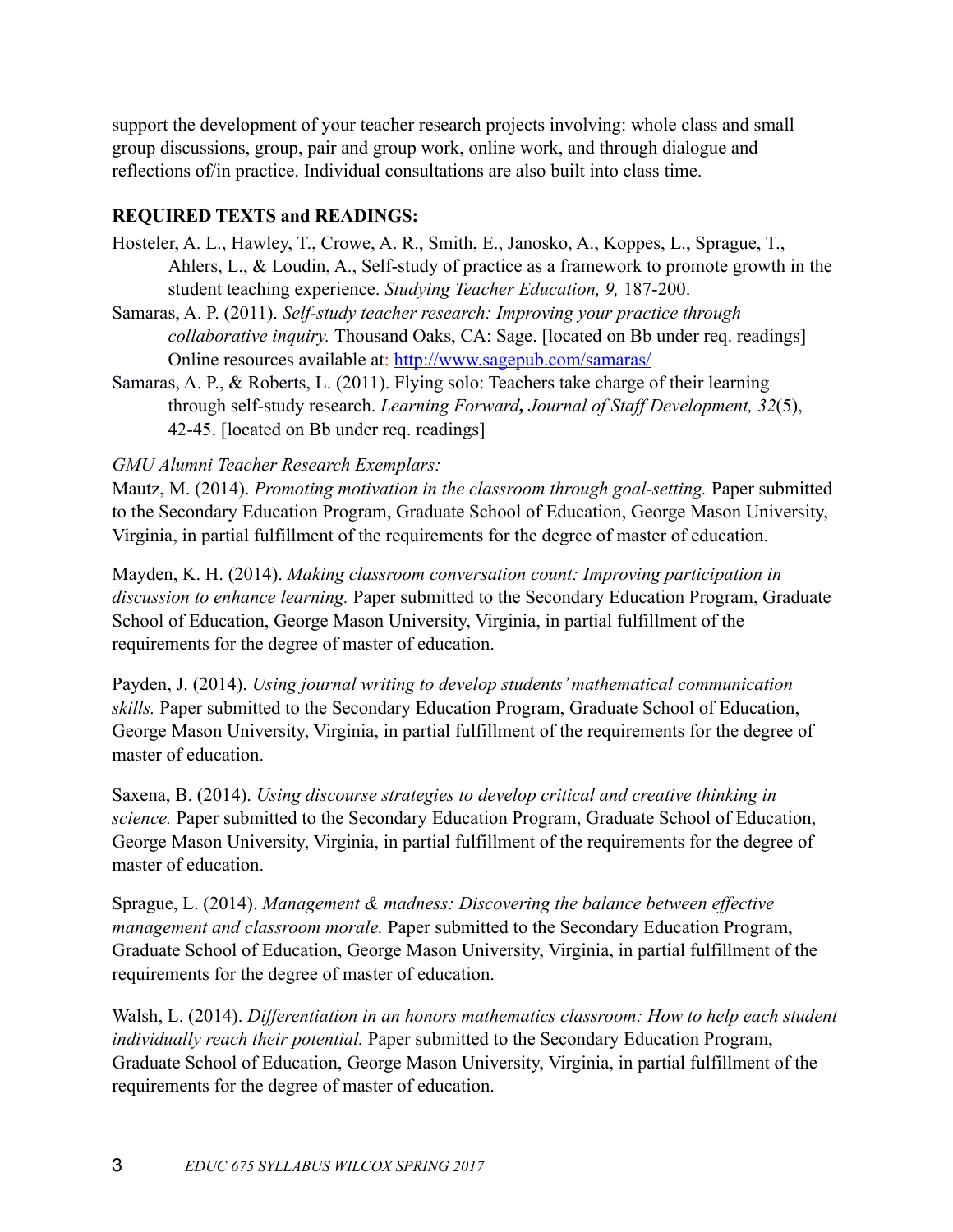support the development of your teacher research projects involving: whole class and small group discussions, group, pair and group work, online work, and through dialogue and reflections of/in practice. Individual consultations are also built into class time.

**REQUIRED TEXTS and READINGS:**

Hosteler, A. L., Hawley, T., Crowe, A. R., Smith, E., Janosko, A., Koppes, L., Sprague, T., Ahlers, L., & Loudin, A., Self-study of practice as a framework to promote growth in the student teaching experience. *Studying Teacher Education, 9,* 187-200.

Samaras, A. P. (2011). *Self-study teacher research: Improving your practice through collaborative inquiry.* Thousand Oaks, CA: Sage. [located on Bb under req. readings] Online resources available at: http://www.sagepub.com/samaras/

Samaras, A. P., & Roberts, L. (2011). Flying solo: Teachers take charge of their learning through self-study research. *Learning Forward***,** *Journal of Staff Development, 32*(5), 42-45. [located on Bb under req. readings]

*GMU Alumni Teacher Research Exemplars:*

Mautz, M. (2014). *Promoting motivation in the classroom through goal-setting.* Paper submitted to the Secondary Education Program, Graduate School of Education, George Mason University, Virginia, in partial fulfillment of the requirements for the degree of master of education.

Mayden, K. H. (2014). *Making classroom conversation count: Improving participation in discussion to enhance learning.* Paper submitted to the Secondary Education Program, Graduate School of Education, George Mason University, Virginia, in partial fulfillment of the requirements for the degree of master of education.

Payden, J. (2014). *Using journal writing to develop students' mathematical communication skills.* Paper submitted to the Secondary Education Program, Graduate School of Education, George Mason University, Virginia, in partial fulfillment of the requirements for the degree of master of education.

Saxena, B. (2014). *Using discourse strategies to develop critical and creative thinking in science.* Paper submitted to the Secondary Education Program, Graduate School of Education, George Mason University, Virginia, in partial fulfillment of the requirements for the degree of master of education.

Sprague, L. (2014). *Management & madness: Discovering the balance between effective management and classroom morale.* Paper submitted to the Secondary Education Program, Graduate School of Education, George Mason University, Virginia, in partial fulfillment of the requirements for the degree of master of education.

Walsh, L. (2014). *Differentiation in an honors mathematics classroom: How to help each student individually reach their potential.* Paper submitted to the Secondary Education Program, Graduate School of Education, George Mason University, Virginia, in partial fulfillment of the requirements for the degree of master of education.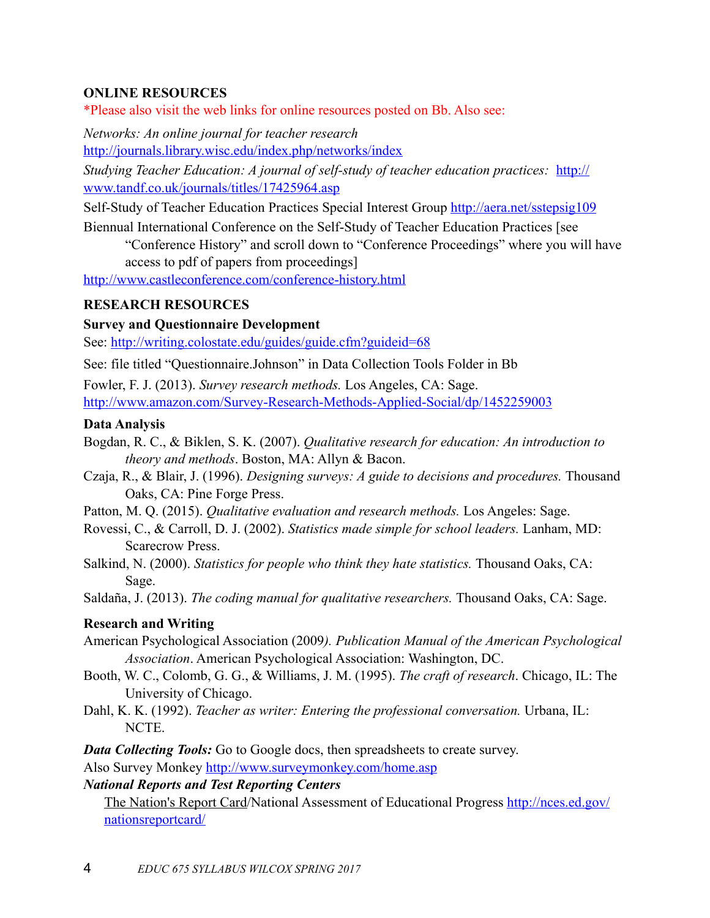**ONLINE RESOURCES**

*Please also visit the web links for online resources posted on Bb. Also see:

*Networks: An online journal for teacher research*
http://journals.library.wisc.edu/index.php/networks/index

*Studying Teacher Education: A journal of self-study of teacher education practices:* http://www.tandf.co.uk/journals/titles/17425964.asp

Self-Study of Teacher Education Practices Special Interest Group http://aera.net/sstepsig109

Biennial International Conference on the Self-Study of Teacher Education Practices [see "Conference History" and scroll down to "Conference Proceedings" where you will have access to pdf of papers from proceedings]
http://www.castleconference.com/conference-history.html

**RESEARCH RESOURCES**

**Survey and Questionnaire Development**

See: http://writing.colostate.edu/guides/guide.cfm?guideid=68

See: file titled "Questionnaire.Johnson" in Data Collection Tools Folder in Bb

Fowler, F. J. (2013). *Survey research methods.* Los Angeles, CA: Sage.
http://www.amazon.com/Survey-Research-Methods-Applied-Social/dp/1452259003

**Data Analysis**

Bogdan, R. C., & Biklen, S. K. (2007). *Qualitative research for education: An introduction to theory and methods*. Boston, MA: Allyn & Bacon.

Czaja, R., & Blair, J. (1996). *Designing surveys: A guide to decisions and procedures.* Thousand Oaks, CA: Pine Forge Press.

Patton, M. Q. (2015). *Qualitative evaluation and research methods.* Los Angeles: Sage.

Rovessi, C., & Carroll, D. J. (2002). *Statistics made simple for school leaders.* Lanham, MD: Scarecrow Press.

Salkind, N. (2000). *Statistics for people who think they hate statistics.* Thousand Oaks, CA: Sage.

Saldaña, J. (2013). *The coding manual for qualitative researchers.* Thousand Oaks, CA: Sage.

**Research and Writing**

American Psychological Association (2009*). Publication Manual of the American Psychological Association*. American Psychological Association: Washington, DC.

Booth, W. C., Colomb, G. G., & Williams, J. M. (1995). *The craft of research*. Chicago, IL: The University of Chicago.

Dahl, K. K. (1992). *Teacher as writer: Entering the professional conversation.* Urbana, IL: NCTE.

***Data Collecting Tools:*** Go to Google docs, then spreadsheets to create survey.

Also Survey Monkey http://www.surveymonkey.com/home.asp

***National Reports and Test Reporting Centers***

The Nation's Report Card/National Assessment of Educational Progress http://nces.ed.gov/nationsreportcard/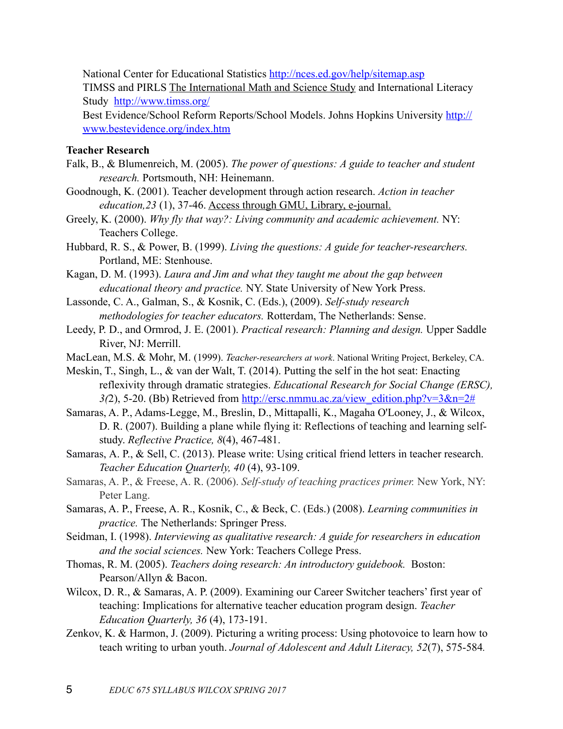National Center for Educational Statistics [http://nces.ed.gov/help/sitemap.asp](http://nces.ed.gov/help/sitemap.asp)
TIMSS and PIRLS The International Math and Science Study and International Literacy Study [http://www.timss.org/](http://www.timss.org/)
Best Evidence/School Reform Reports/School Models. Johns Hopkins University [http://www.bestevidence.org/index.htm](http://www.bestevidence.org/index.htm)

**Teacher Research**

Falk, B., & Blumenreich, M. (2005). *The power of questions: A guide to teacher and student research.* Portsmouth, NH: Heinemann.

Goodnough, K. (2001). Teacher development through action research. *Action in teacher education,23* (1), 37-46. Access through GMU, Library, e-journal.

Greely, K. (2000). *Why fly that way?: Living community and academic achievement.* NY: Teachers College.

Hubbard, R. S., & Power, B. (1999). *Living the questions: A guide for teacher-researchers.* Portland, ME: Stenhouse.

Kagan, D. M. (1993). *Laura and Jim and what they taught me about the gap between educational theory and practice.* NY. State University of New York Press.

Lassonde, C. A., Galman, S., & Kosnik, C. (Eds.), (2009). *Self-study research methodologies for teacher educators.* Rotterdam, The Netherlands: Sense.

Leedy, P. D., and Ormrod, J. E. (2001). *Practical research: Planning and design.* Upper Saddle River, NJ: Merrill.

MacLean, M.S. & Mohr, M. (1999). *Teacher-researchers at work*. National Writing Project, Berkeley, CA.

Meskin, T., Singh, L., & van der Walt, T. (2014). Putting the self in the hot seat: Enacting reflexivity through dramatic strategies. *Educational Research for Social Change (ERSC), 3(*2), 5-20. (Bb) Retrieved from [http://ersc.nmmu.ac.za/view_edition.php?v=3&n=2#](http://ersc.nmmu.ac.za/view_edition.php?v=3&n=2#)

Samaras, A. P., Adams-Legge, M., Breslin, D., Mittapalli, K., Magaha O'Looney, J., & Wilcox, D. R. (2007). Building a plane while flying it: Reflections of teaching and learning self-study. *Reflective Practice, 8*(4), 467-481.

Samaras, A. P., & Sell, C. (2013). Please write: Using critical friend letters in teacher research. *Teacher Education Quarterly, 40* (4), 93-109.

Samaras, A. P., & Freese, A. R. (2006). *Self-study of teaching practices primer.* New York, NY: Peter Lang.

Samaras, A. P., Freese, A. R., Kosnik, C., & Beck, C. (Eds.) (2008). *Learning communities in practice.* The Netherlands: Springer Press.

Seidman, I. (1998). *Interviewing as qualitative research: A guide for researchers in education and the social sciences.* New York: Teachers College Press.

Thomas, R. M. (2005). *Teachers doing research: An introductory guidebook.* Boston: Pearson/Allyn & Bacon.

Wilcox, D. R., & Samaras, A. P. (2009). Examining our Career Switcher teachers' first year of teaching: Implications for alternative teacher education program design. *Teacher Education Quarterly, 36* (4), 173-191.

Zenkov, K. & Harmon, J. (2009). Picturing a writing process: Using photovoice to learn how to teach writing to urban youth. *Journal of Adolescent and Adult Literacy, 52*(7), 575-584*.*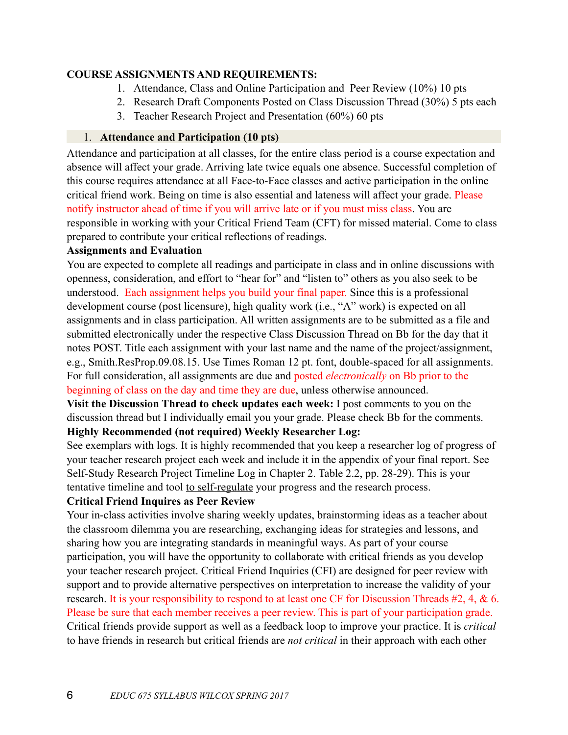**COURSE ASSIGNMENTS AND REQUIREMENTS:**

1. Attendance, Class and Online Participation and Peer Review (10%) 10 pts
2. Research Draft Components Posted on Class Discussion Thread (30%) 5 pts each
3. Teacher Research Project and Presentation (60%) 60 pts

### 1. Attendance and Participation (10 pts)

Attendance and participation at all classes, for the entire class period is a course expectation and absence will affect your grade. Arriving late twice equals one absence. Successful completion of this course requires attendance at all Face-to-Face classes and active participation in the online critical friend work. Being on time is also essential and lateness will affect your grade. Please notify instructor ahead of time if you will arrive late or if you must miss class. You are responsible in working with your Critical Friend Team (CFT) for missed material. Come to class prepared to contribute your critical reflections of readings.

**Assignments and Evaluation**

You are expected to complete all readings and participate in class and in online discussions with openness, consideration, and effort to "hear for" and "listen to" others as you also seek to be understood. Each assignment helps you build your final paper. Since this is a professional development course (post licensure), high quality work (i.e., "A" work) is expected on all assignments and in class participation. All written assignments are to be submitted as a file and submitted electronically under the respective Class Discussion Thread on Bb for the day that it notes POST. Title each assignment with your last name and the name of the project/assignment, e.g., Smith.ResProp.09.08.15. Use Times Roman 12 pt. font, double-spaced for all assignments. For full consideration, all assignments are due and posted *electronically* on Bb prior to the beginning of class on the day and time they are due, unless otherwise announced.

**Visit the Discussion Thread to check updates each week:** I post comments to you on the discussion thread but I individually email you your grade. Please check Bb for the comments.

**Highly Recommended (not required) Weekly Researcher Log:**

See exemplars with logs. It is highly recommended that you keep a researcher log of progress of your teacher research project each week and include it in the appendix of your final report. See Self-Study Research Project Timeline Log in Chapter 2. Table 2.2, pp. 28-29). This is your tentative timeline and tool to self-regulate your progress and the research process.

**Critical Friend Inquires as Peer Review**

Your in-class activities involve sharing weekly updates, brainstorming ideas as a teacher about the classroom dilemma you are researching, exchanging ideas for strategies and lessons, and sharing how you are integrating standards in meaningful ways. As part of your course participation, you will have the opportunity to collaborate with critical friends as you develop your teacher research project. Critical Friend Inquiries (CFI) are designed for peer review with support and to provide alternative perspectives on interpretation to increase the validity of your research. It is your responsibility to respond to at least one CF for Discussion Threads #2, 4, & 6. Please be sure that each member receives a peer review. This is part of your participation grade. Critical friends provide support as well as a feedback loop to improve your practice. It is *critical* to have friends in research but critical friends are *not critical* in their approach with each other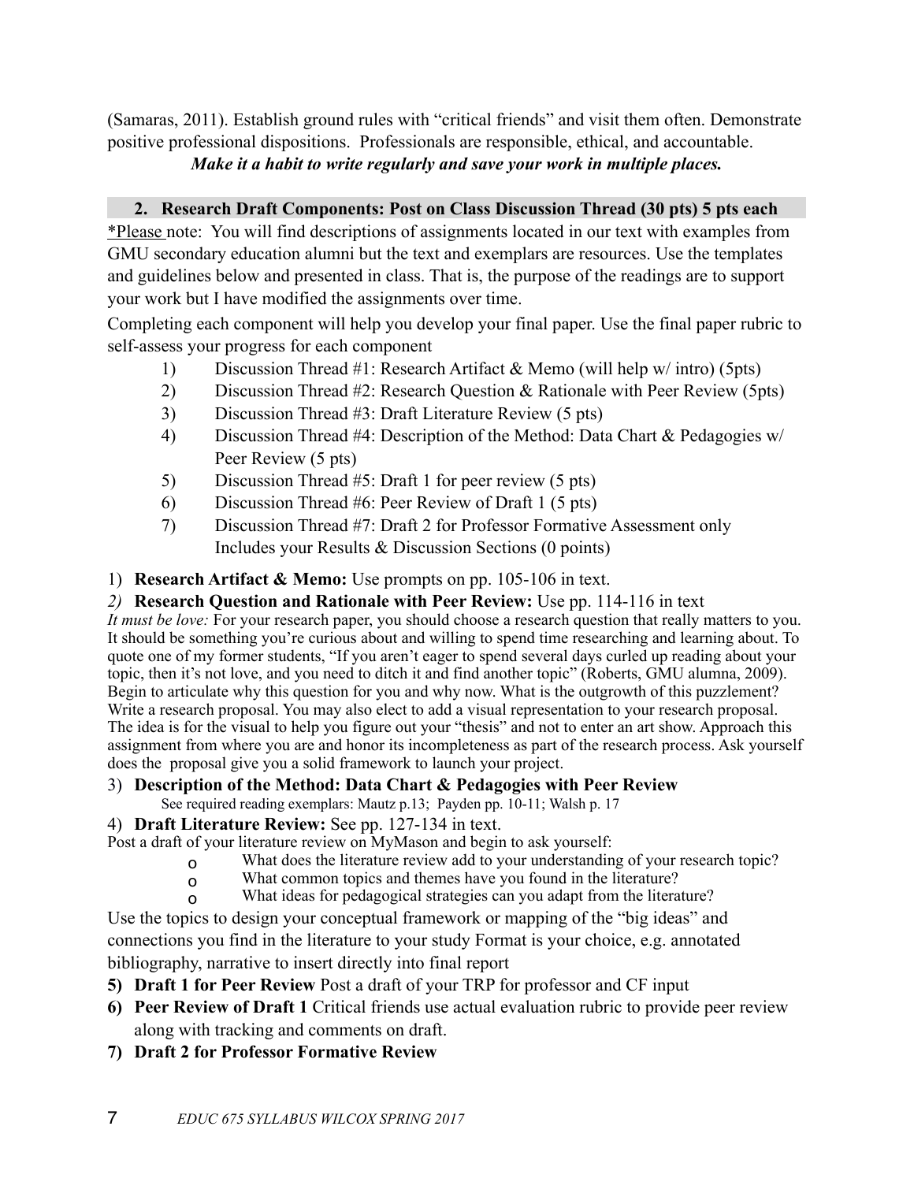(Samaras, 2011). Establish ground rules with "critical friends" and visit them often. Demonstrate positive professional dispositions. Professionals are responsible, ethical, and accountable.

***Make it a habit to write regularly and save your work in multiple places.***

## 2. Research Draft Components: Post on Class Discussion Thread (30 pts) 5 pts each

*Please note: You will find descriptions of assignments located in our text with examples from GMU secondary education alumni but the text and exemplars are resources. Use the templates and guidelines below and presented in class. That is, the purpose of the readings are to support your work but I have modified the assignments over time.

Completing each component will help you develop your final paper. Use the final paper rubric to self-assess your progress for each component

1) Discussion Thread #1: Research Artifact & Memo (will help w/ intro) (5pts)
2) Discussion Thread #2: Research Question & Rationale with Peer Review (5pts)
3) Discussion Thread #3: Draft Literature Review (5 pts)
4) Discussion Thread #4: Description of the Method: Data Chart & Pedagogies w/ Peer Review (5 pts)
5) Discussion Thread #5: Draft 1 for peer review (5 pts)
6) Discussion Thread #6: Peer Review of Draft 1 (5 pts)
7) Discussion Thread #7: Draft 2 for Professor Formative Assessment only Includes your Results & Discussion Sections (0 points)

1) **Research Artifact & Memo:** Use prompts on pp. 105-106 in text.

*2)* **Research Question and Rationale with Peer Review:** Use pp. 114-116 in text

*It must be love:* For your research paper, you should choose a research question that really matters to you. It should be something you're curious about and willing to spend time researching and learning about. To quote one of my former students, "If you aren't eager to spend several days curled up reading about your topic, then it's not love, and you need to ditch it and find another topic" (Roberts, GMU alumna, 2009). Begin to articulate why this question for you and why now. What is the outgrowth of this puzzlement? Write a research proposal. You may also elect to add a visual representation to your research proposal. The idea is for the visual to help you figure out your "thesis" and not to enter an art show. Approach this assignment from where you are and honor its incompleteness as part of the research process. Ask yourself does the proposal give you a solid framework to launch your project.

3) **Description of the Method: Data Chart & Pedagogies with Peer Review**
See required reading exemplars: Mautz p.13; Payden pp. 10-11; Walsh p. 17

4) **Draft Literature Review:** See pp. 127-134 in text.

Post a draft of your literature review on MyMason and begin to ask yourself:

- What does the literature review add to your understanding of your research topic?
- What common topics and themes have you found in the literature?
- What ideas for pedagogical strategies can you adapt from the literature?

Use the topics to design your conceptual framework or mapping of the "big ideas" and connections you find in the literature to your study Format is your choice, e.g. annotated bibliography, narrative to insert directly into final report

**5) Draft 1 for Peer Review** Post a draft of your TRP for professor and CF input

**6) Peer Review of Draft 1** Critical friends use actual evaluation rubric to provide peer review along with tracking and comments on draft.

**7) Draft 2 for Professor Formative Review**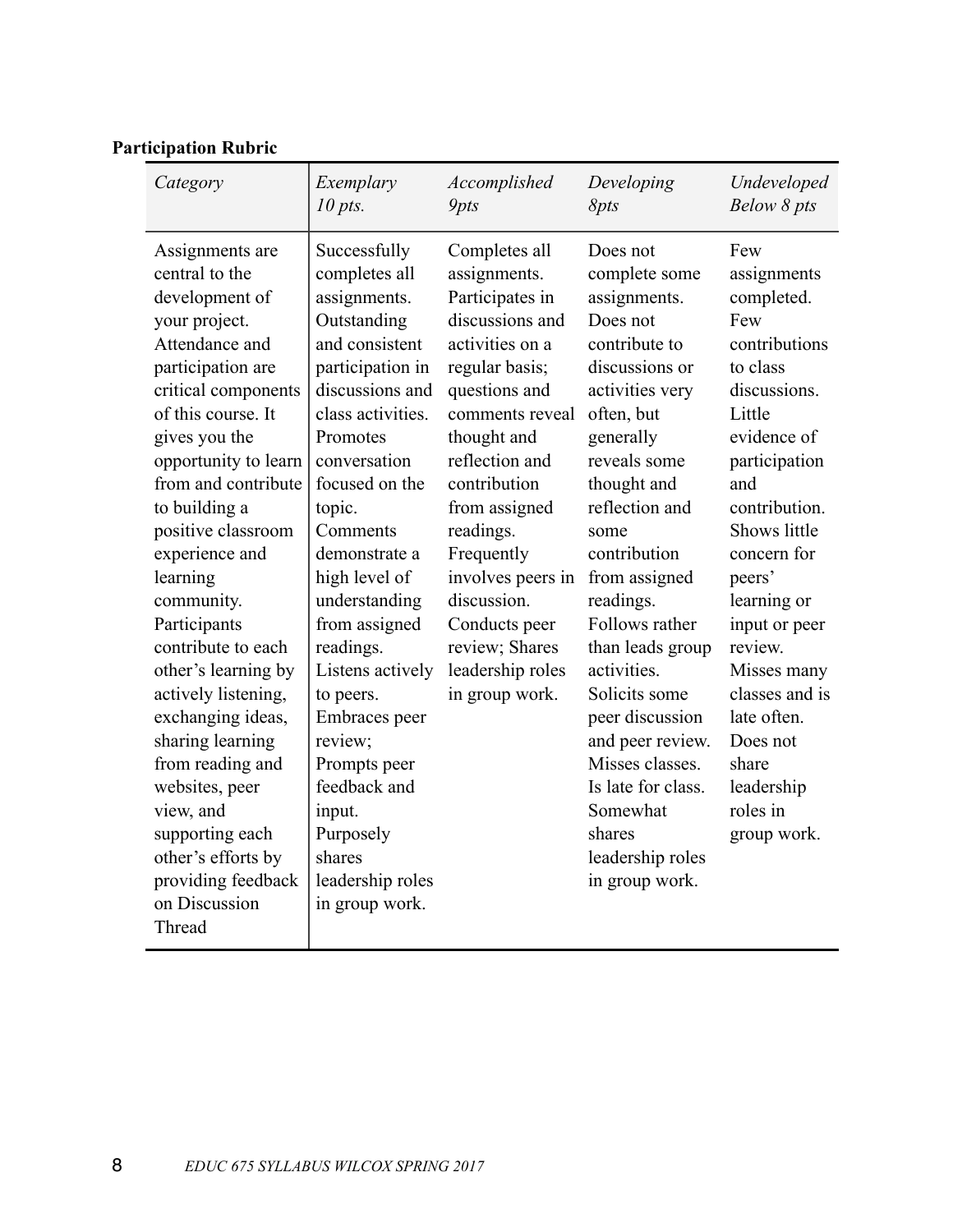**Participation Rubric**

| *Category* | *Exemplary 10 pts.* | *Accomplished 9pts* | *Developing 8pts* | *Undeveloped Below 8 pts* |
|---|---|---|---|---|
| Assignments are central to the development of your project. Attendance and participation are critical components of this course. It gives you the opportunity to learn from and contribute to building a positive classroom experience and learning community. Participants contribute to each other's learning by actively listening, exchanging ideas, sharing learning from reading and websites, peer view, and supporting each other's efforts by providing feedback on Discussion Thread | Successfully completes all assignments. Outstanding and consistent participation in discussions and class activities. Promotes conversation focused on the topic. Comments demonstrate a high level of understanding from assigned readings. Listens actively to peers. Embraces peer review; Prompts peer feedback and input. Purposely shares leadership roles in group work. | Completes all assignments. Participates in discussions and activities on a regular basis; questions and comments reveal thought and reflection and contribution from assigned readings. Frequently involves peers in discussion. Conducts peer review; Shares leadership roles in group work. | Does not complete some assignments. Does not contribute to discussions or activities very often, but generally reveals some thought and reflection and some contribution from assigned readings. Follows rather than leads group activities. Solicits some peer discussion and peer review. Misses classes. Is late for class. Somewhat shares leadership roles in group work. | Few assignments completed. Few contributions to class discussions. Little evidence of participation and contribution. Shows little concern for peers' learning or input or peer review. Misses many classes and is late often. Does not share leadership roles in group work. |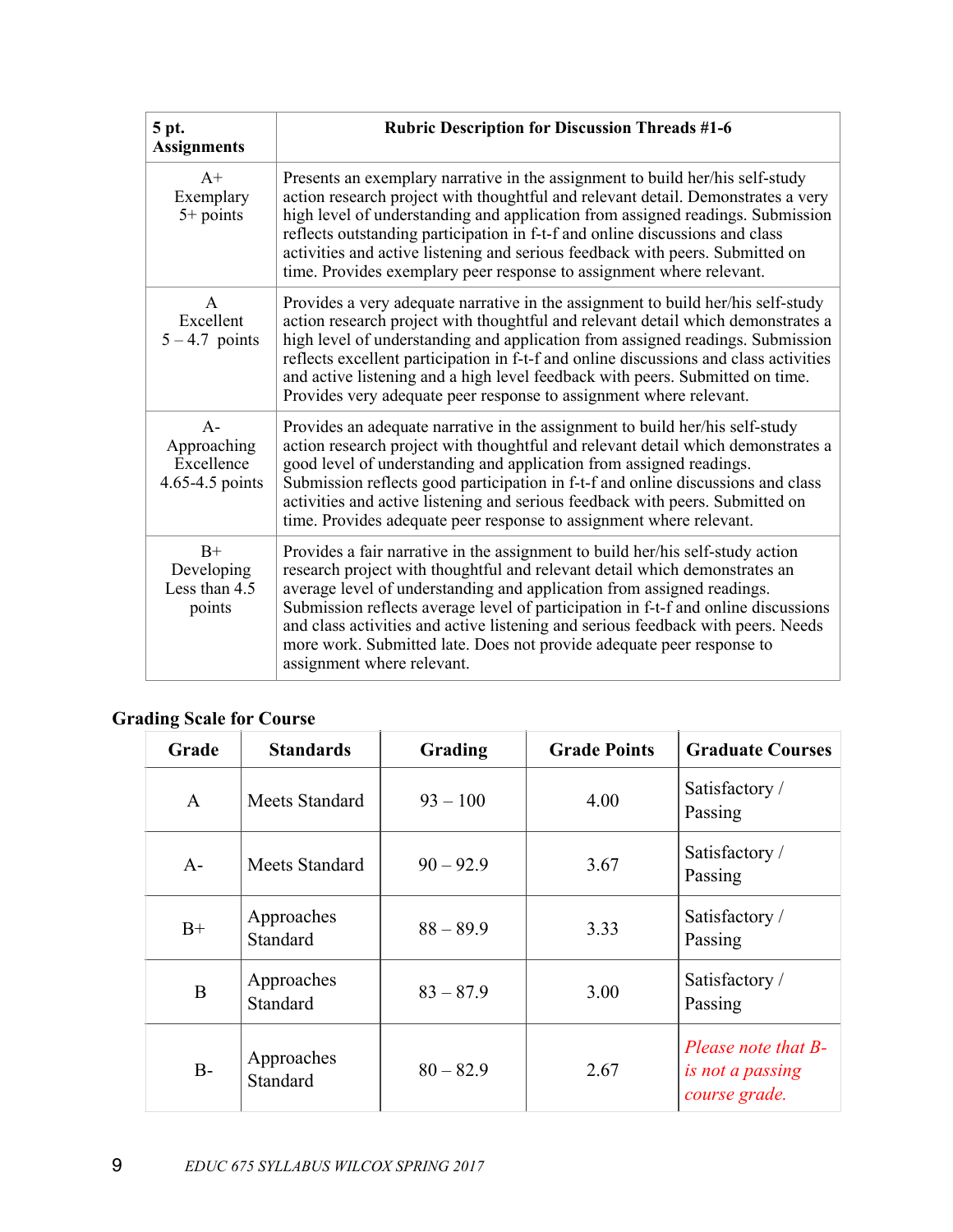| 5 pt. Assignments | Rubric Description for Discussion Threads #1-6 |
|---|---|
| A+ Exemplary 5+ points | Presents an exemplary narrative in the assignment to build her/his self-study action research project with thoughtful and relevant detail. Demonstrates a very high level of understanding and application from assigned readings. Submission reflects outstanding participation in f-t-f and online discussions and class activities and active listening and serious feedback with peers. Submitted on time. Provides exemplary peer response to assignment where relevant. |
| A Excellent 5 – 4.7 points | Provides a very adequate narrative in the assignment to build her/his self-study action research project with thoughtful and relevant detail which demonstrates a high level of understanding and application from assigned readings. Submission reflects excellent participation in f-t-f and online discussions and class activities and active listening and a high level feedback with peers. Submitted on time. Provides very adequate peer response to assignment where relevant. |
| A- Approaching Excellence 4.65-4.5 points | Provides an adequate narrative in the assignment to build her/his self-study action research project with thoughtful and relevant detail which demonstrates a good level of understanding and application from assigned readings. Submission reflects good participation in f-t-f and online discussions and class activities and active listening and serious feedback with peers. Submitted on time. Provides adequate peer response to assignment where relevant. |
| B+ Developing Less than 4.5 points | Provides a fair narrative in the assignment to build her/his self-study action research project with thoughtful and relevant detail which demonstrates an average level of understanding and application from assigned readings. Submission reflects average level of participation in f-t-f and online discussions and class activities and active listening and serious feedback with peers. Needs more work. Submitted late. Does not provide adequate peer response to assignment where relevant. |

**Grading Scale for Course**

| Grade | Standards | Grading | Grade Points | Graduate Courses |
|---|---|---|---|---|
| A | Meets Standard | 93 – 100 | 4.00 | Satisfactory / Passing |
| A- | Meets Standard | 90 – 92.9 | 3.67 | Satisfactory / Passing |
| B+ | Approaches Standard | 88 – 89.9 | 3.33 | Satisfactory / Passing |
| B | Approaches Standard | 83 – 87.9 | 3.00 | Satisfactory / Passing |
| B- | Approaches Standard | 80 – 82.9 | 2.67 | *Please note that B- is not a passing course grade.* |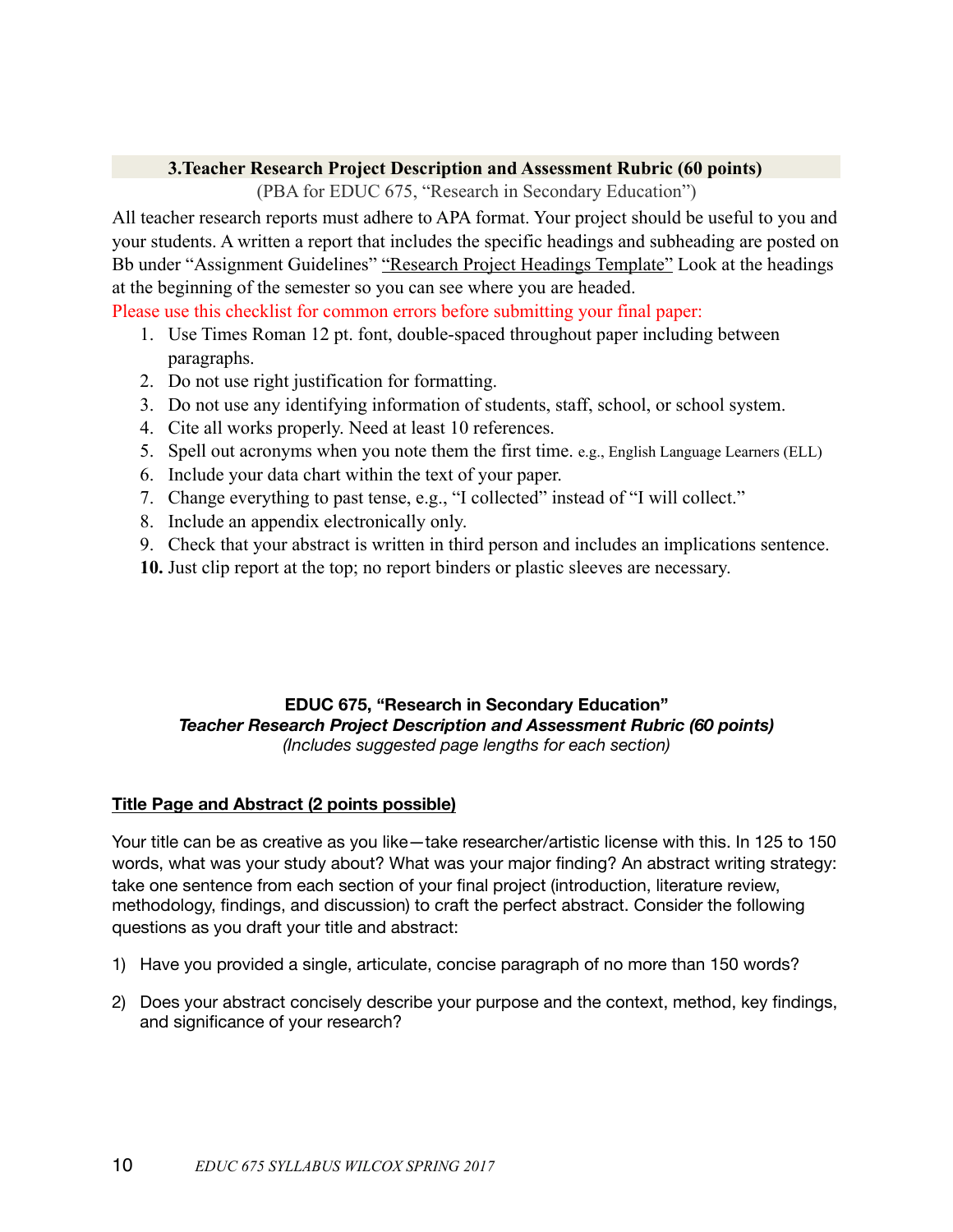## 3.Teacher Research Project Description and Assessment Rubric (60 points)

(PBA for EDUC 675, "Research in Secondary Education")

All teacher research reports must adhere to APA format. Your project should be useful to you and your students. A written a report that includes the specific headings and subheading are posted on Bb under "Assignment Guidelines" "Research Project Headings Template" Look at the headings at the beginning of the semester so you can see where you are headed.

Please use this checklist for common errors before submitting your final paper:

1. Use Times Roman 12 pt. font, double-spaced throughout paper including between paragraphs.
2. Do not use right justification for formatting.
3. Do not use any identifying information of students, staff, school, or school system.
4. Cite all works properly. Need at least 10 references.
5. Spell out acronyms when you note them the first time. e.g., English Language Learners (ELL)
6. Include your data chart within the text of your paper.
7. Change everything to past tense, e.g., "I collected" instead of "I will collect."
8. Include an appendix electronically only.
9. Check that your abstract is written in third person and includes an implications sentence.
10. Just clip report at the top; no report binders or plastic sleeves are necessary.

**EDUC 675, "Research in Secondary Education"**
***Teacher Research Project Description and Assessment Rubric (60 points)***
*(Includes suggested page lengths for each section)*

**Title Page and Abstract (2 points possible)**

Your title can be as creative as you like—take researcher/artistic license with this. In 125 to 150 words, what was your study about? What was your major finding? An abstract writing strategy: take one sentence from each section of your final project (introduction, literature review, methodology, findings, and discussion) to craft the perfect abstract. Consider the following questions as you draft your title and abstract:

1) Have you provided a single, articulate, concise paragraph of no more than 150 words?
2) Does your abstract concisely describe your purpose and the context, method, key findings, and significance of your research?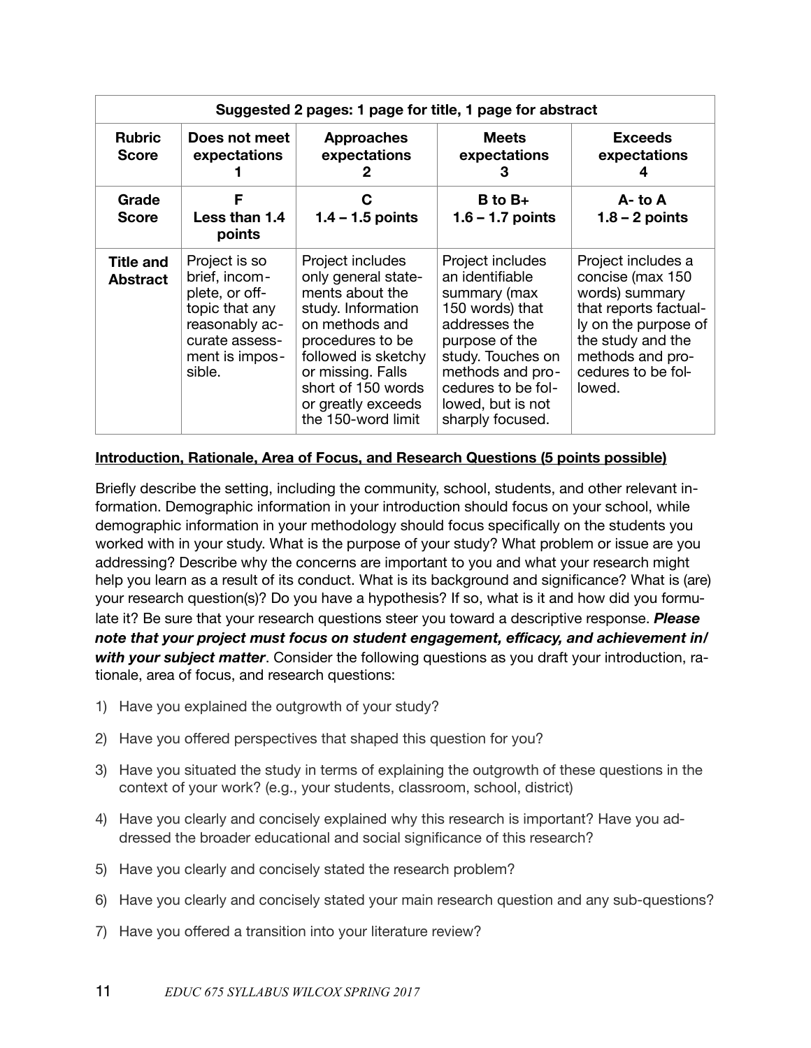| Suggested 2 pages: 1 page for title, 1 page for abstract | | | | |
|---|---|---|---|---|
| **Rubric Score** | **Does not meet expectations 1** | **Approaches expectations 2** | **Meets expectations 3** | **Exceeds expectations 4** |
| **Grade Score** | **F Less than 1.4 points** | **C 1.4 – 1.5 points** | **B to B+ 1.6 – 1.7 points** | **A- to A 1.8 – 2 points** |
| **Title and Abstract** | Project is so brief, incomplete, or off-topic that any reasonably accurate assessment is impossible. | Project includes only general statements about the study. Information on methods and procedures to be followed is sketchy or missing. Falls short of 150 words or greatly exceeds the 150-word limit | Project includes an identifiable summary (max 150 words) that addresses the purpose of the study. Touches on methods and procedures to be followed, but is not sharply focused. | Project includes a concise (max 150 words) summary that reports factually on the purpose of the study and the methods and procedures to be followed. |

**<u>Introduction, Rationale, Area of Focus, and Research Questions (5 points possible)</u>**

Briefly describe the setting, including the community, school, students, and other relevant information. Demographic information in your introduction should focus on your school, while demographic information in your methodology should focus specifically on the students you worked with in your study. What is the purpose of your study? What problem or issue are you addressing? Describe why the concerns are important to you and what your research might help you learn as a result of its conduct. What is its background and significance? What is (are) your research question(s)? Do you have a hypothesis? If so, what is it and how did you formulate it? Be sure that your research questions steer you toward a descriptive response. ***Please note that your project must focus on student engagement, efficacy, and achievement in/with your subject matter***. Consider the following questions as you draft your introduction, rationale, area of focus, and research questions:

1) Have you explained the outgrowth of your study?
2) Have you offered perspectives that shaped this question for you?
3) Have you situated the study in terms of explaining the outgrowth of these questions in the context of your work? (e.g., your students, classroom, school, district)
4) Have you clearly and concisely explained why this research is important? Have you addressed the broader educational and social significance of this research?
5) Have you clearly and concisely stated the research problem?
6) Have you clearly and concisely stated your main research question and any sub-questions?
7) Have you offered a transition into your literature review?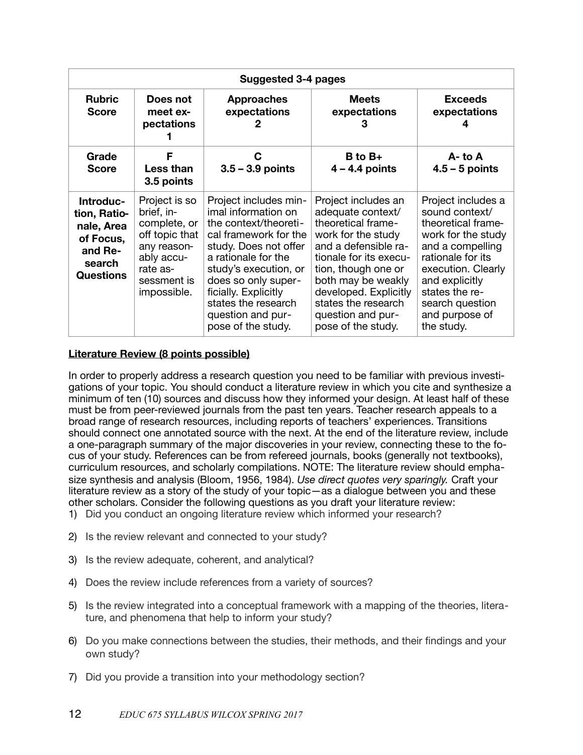| Suggested 3-4 pages | | | | |
|---|---|---|---|---|
| **Rubric Score** | **Does not meet expectations 1** | **Approaches expectations 2** | **Meets expectations 3** | **Exceeds expectations 4** |
| **Grade Score** | **F Less than 3.5 points** | **C 3.5 – 3.9 points** | **B to B+ 4 – 4.4 points** | **A- to A 4.5 – 5 points** |
| **Introduction, Rationale, Area of Focus, and Research Questions** | Project is so brief, incomplete, or off topic that any reasonably accurate assessment is impossible. | Project includes minimal information on the context/theoretical framework for the study. Does not offer a rationale for the study's execution, or does so only superficially. Explicitly states the research question and purpose of the study. | Project includes an adequate context/theoretical framework for the study and a defensible rationale for its execution, though one or both may be weakly developed. Explicitly states the research question and purpose of the study. | Project includes a sound context/theoretical framework for the study and a compelling rationale for its execution. Clearly and explicitly states the research question and purpose of the study. |

**Literature Review (8 points possible)**

In order to properly address a research question you need to be familiar with previous investigations of your topic. You should conduct a literature review in which you cite and synthesize a minimum of ten (10) sources and discuss how they informed your design. At least half of these must be from peer-reviewed journals from the past ten years. Teacher research appeals to a broad range of research resources, including reports of teachers' experiences. Transitions should connect one annotated source with the next. At the end of the literature review, include a one-paragraph summary of the major discoveries in your review, connecting these to the focus of your study. References can be from refereed journals, books (generally not textbooks), curriculum resources, and scholarly compilations. NOTE: The literature review should emphasize synthesis and analysis (Bloom, 1956, 1984). *Use direct quotes very sparingly.* Craft your literature review as a story of the study of your topic—as a dialogue between you and these other scholars. Consider the following questions as you draft your literature review:

1) Did you conduct an ongoing literature review which informed your research?
2) Is the review relevant and connected to your study?
3) Is the review adequate, coherent, and analytical?
4) Does the review include references from a variety of sources?
5) Is the review integrated into a conceptual framework with a mapping of the theories, literature, and phenomena that help to inform your study?
6) Do you make connections between the studies, their methods, and their findings and your own study?
7) Did you provide a transition into your methodology section?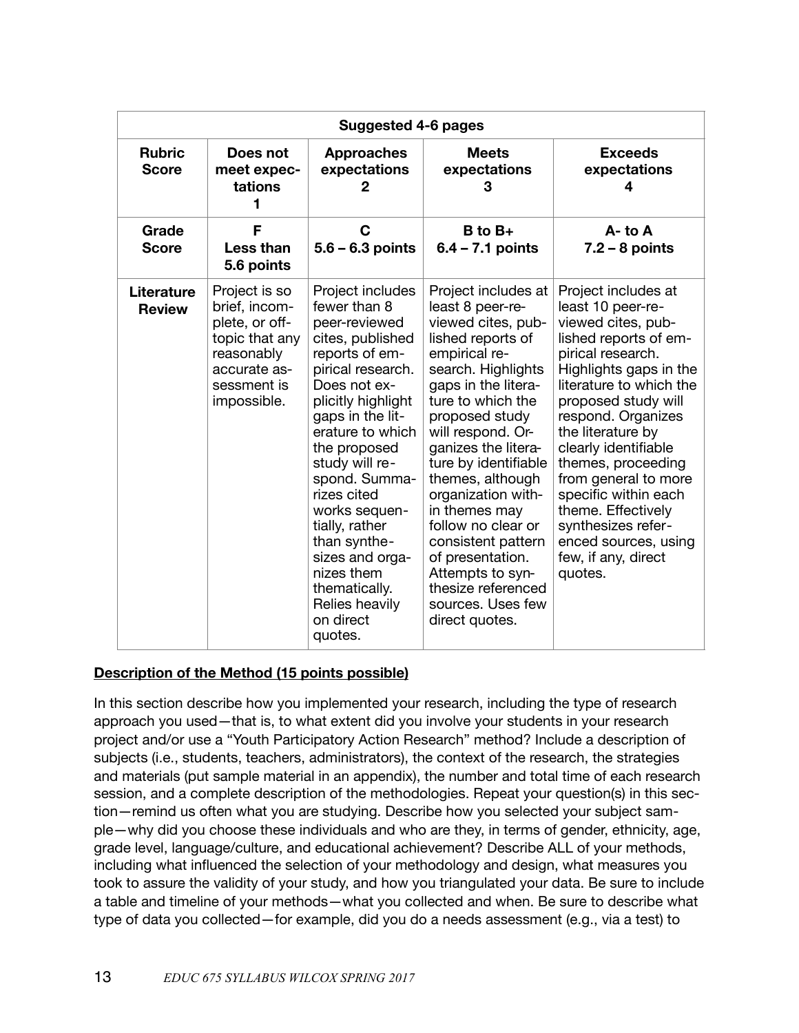| Suggested 4-6 pages | | | | |
|---|---|---|---|---|
| **Rubric Score** | **Does not meet expectations 1** | **Approaches expectations 2** | **Meets expectations 3** | **Exceeds expectations 4** |
| **Grade Score** | **F Less than 5.6 points** | **C 5.6 – 6.3 points** | **B to B+ 6.4 – 7.1 points** | **A- to A 7.2 – 8 points** |
| **Literature Review** | Project is so brief, incomplete, or off-topic that any reasonably accurate assessment is impossible. | Project includes fewer than 8 peer-reviewed cites, published reports of empirical research. Does not explicitly highlight gaps in the literature to which the proposed study will respond. Summarizes cited works sequentially, rather than synthesizes and organizes them thematically. Relies heavily on direct quotes. | Project includes at least 8 peer-reviewed cites, published reports of empirical research. Highlights gaps in the literature to which the proposed study will respond. Organizes the literature by identifiable themes, although organization within themes may follow no clear or consistent pattern of presentation. Attempts to synthesize referenced sources. Uses few direct quotes. | Project includes at least 10 peer-reviewed cites, published reports of empirical research. Highlights gaps in the literature to which the proposed study will respond. Organizes the literature by clearly identifiable themes, proceeding from general to more specific within each theme. Effectively synthesizes referenced sources, using few, if any, direct quotes. |

**Description of the Method (15 points possible)**

In this section describe how you implemented your research, including the type of research approach you used—that is, to what extent did you involve your students in your research project and/or use a "Youth Participatory Action Research" method? Include a description of subjects (i.e., students, teachers, administrators), the context of the research, the strategies and materials (put sample material in an appendix), the number and total time of each research session, and a complete description of the methodologies. Repeat your question(s) in this section—remind us often what you are studying. Describe how you selected your subject sample—why did you choose these individuals and who are they, in terms of gender, ethnicity, age, grade level, language/culture, and educational achievement? Describe ALL of your methods, including what influenced the selection of your methodology and design, what measures you took to assure the validity of your study, and how you triangulated your data. Be sure to include a table and timeline of your methods—what you collected and when. Be sure to describe what type of data you collected—for example, did you do a needs assessment (e.g., via a test) to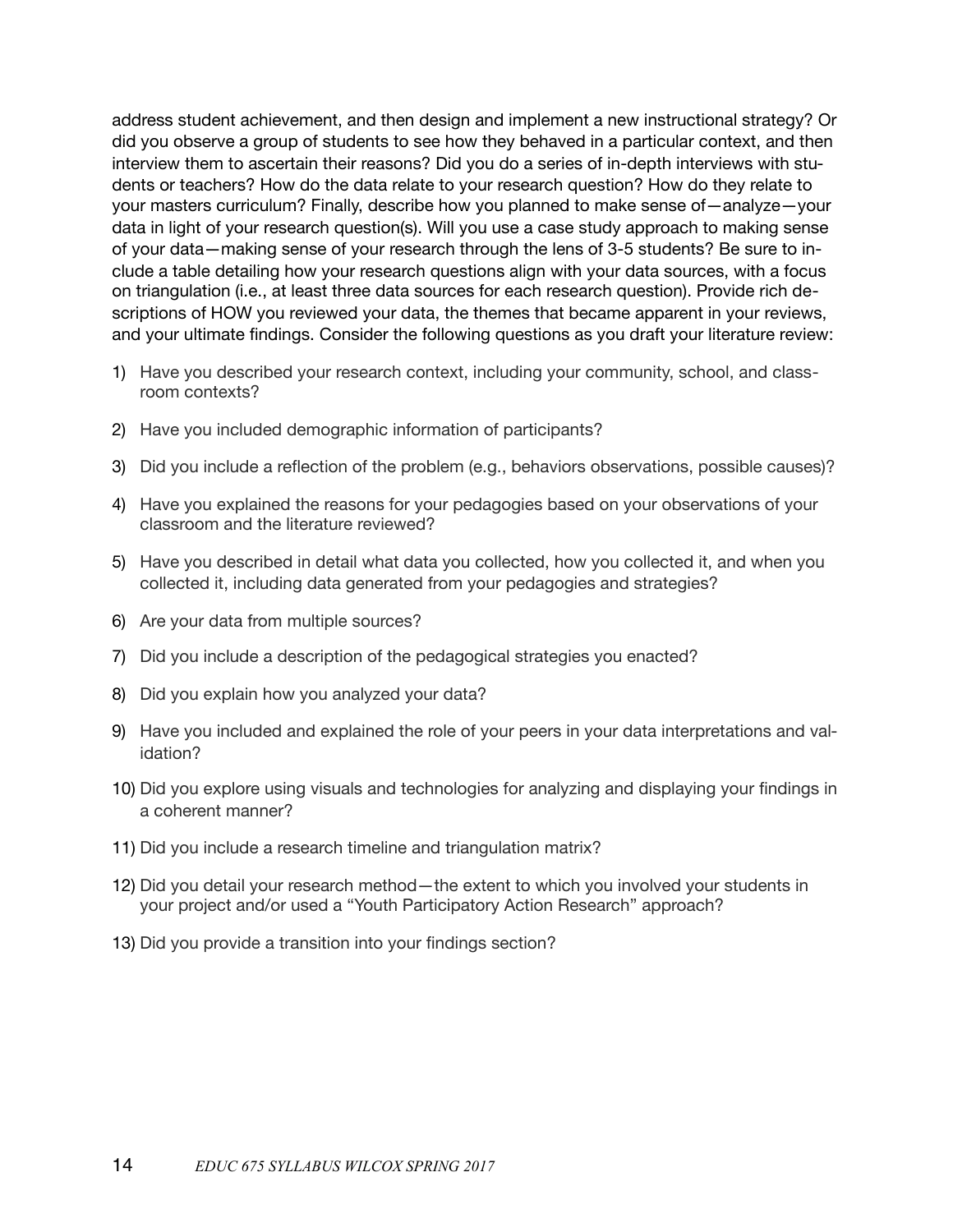address student achievement, and then design and implement a new instructional strategy? Or did you observe a group of students to see how they behaved in a particular context, and then interview them to ascertain their reasons? Did you do a series of in-depth interviews with students or teachers? How do the data relate to your research question? How do they relate to your masters curriculum? Finally, describe how you planned to make sense of—analyze—your data in light of your research question(s). Will you use a case study approach to making sense of your data—making sense of your research through the lens of 3-5 students? Be sure to include a table detailing how your research questions align with your data sources, with a focus on triangulation (i.e., at least three data sources for each research question). Provide rich descriptions of HOW you reviewed your data, the themes that became apparent in your reviews, and your ultimate findings. Consider the following questions as you draft your literature review:

1) Have you described your research context, including your community, school, and classroom contexts?

2) Have you included demographic information of participants?

3) Did you include a reflection of the problem (e.g., behaviors observations, possible causes)?

4) Have you explained the reasons for your pedagogies based on your observations of your classroom and the literature reviewed?

5) Have you described in detail what data you collected, how you collected it, and when you collected it, including data generated from your pedagogies and strategies?

6) Are your data from multiple sources?

7) Did you include a description of the pedagogical strategies you enacted?

8) Did you explain how you analyzed your data?

9) Have you included and explained the role of your peers in your data interpretations and validation?

10) Did you explore using visuals and technologies for analyzing and displaying your findings in a coherent manner?

11) Did you include a research timeline and triangulation matrix?

12) Did you detail your research method—the extent to which you involved your students in your project and/or used a "Youth Participatory Action Research" approach?

13) Did you provide a transition into your findings section?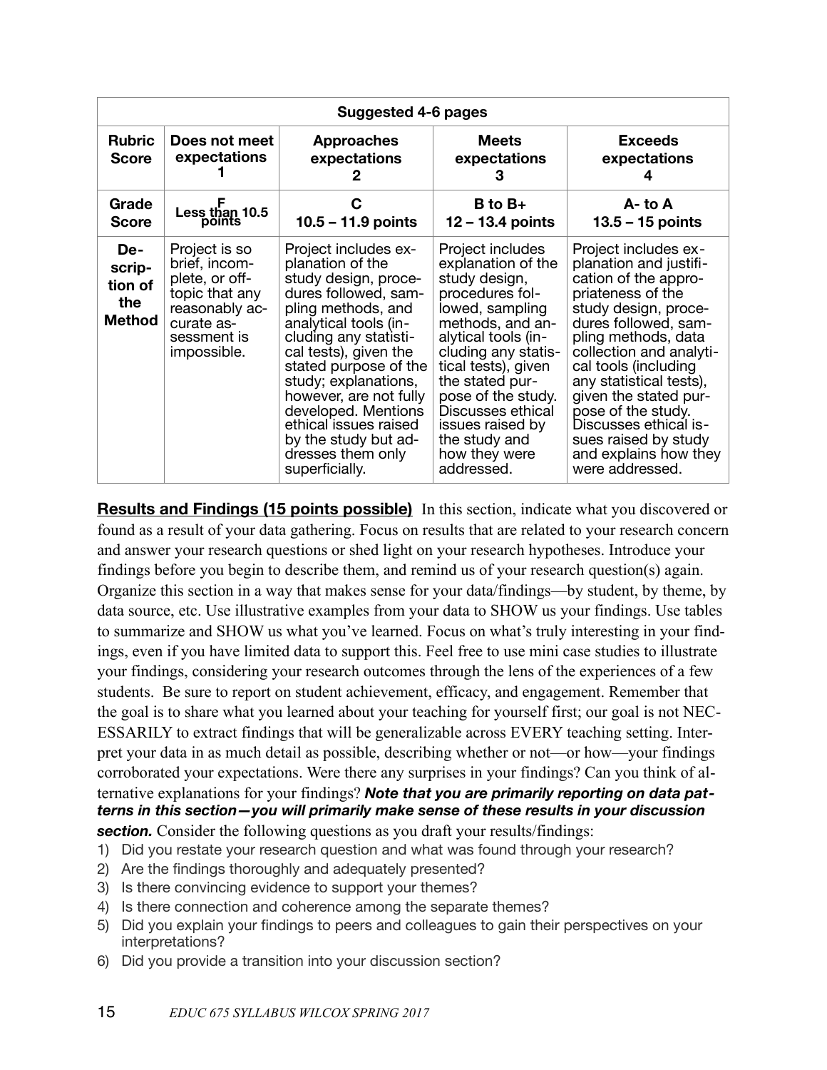| Suggested 4-6 pages | | | | |
|---|---|---|---|---|
| **Rubric Score** | **Does not meet expectations 1** | **Approaches expectations 2** | **Meets expectations 3** | **Exceeds expectations 4** |
| **Grade Score** | **F Less than 10.5 points** | **C 10.5 – 11.9 points** | **B to B+ 12 – 13.4 points** | **A- to A 13.5 – 15 points** |
| **Description of the Method** | Project is so brief, incomplete, or off-topic that any reasonably accurate assessment is impossible. | Project includes explanation of the study design, procedures followed, sampling methods, and analytical tools (including any statistical tests), given the stated purpose of the study; explanations, however, are not fully developed. Mentions ethical issues raised by the study but addresses them only superficially. | Project includes explanation of the study design, procedures followed, sampling methods, and analytical tools (including any statistical tests), given the stated purpose of the study. Discusses ethical issues raised by the study and how they were addressed. | Project includes explanation and justification of the appropriateness of the study design, procedures followed, sampling methods, data collection and analytical tools (including any statistical tests), given the stated purpose of the study. Discusses ethical issues raised by study and explains how they were addressed. |

**Results and Findings (15 points possible)** In this section, indicate what you discovered or found as a result of your data gathering. Focus on results that are related to your research concern and answer your research questions or shed light on your research hypotheses. Introduce your findings before you begin to describe them, and remind us of your research question(s) again. Organize this section in a way that makes sense for your data/findings—by student, by theme, by data source, etc. Use illustrative examples from your data to SHOW us your findings. Use tables to summarize and SHOW us what you've learned. Focus on what's truly interesting in your findings, even if you have limited data to support this. Feel free to use mini case studies to illustrate your findings, considering your research outcomes through the lens of the experiences of a few students. Be sure to report on student achievement, efficacy, and engagement. Remember that the goal is to share what you learned about your teaching for yourself first; our goal is not NECESSARILY to extract findings that will be generalizable across EVERY teaching setting. Interpret your data in as much detail as possible, describing whether or not—or how—your findings corroborated your expectations. Were there any surprises in your findings? Can you think of alternative explanations for your findings? ***Note that you are primarily reporting on data patterns in this section—you will primarily make sense of these results in your discussion section.*** Consider the following questions as you draft your results/findings:

1) Did you restate your research question and what was found through your research?
2) Are the findings thoroughly and adequately presented?
3) Is there convincing evidence to support your themes?
4) Is there connection and coherence among the separate themes?
5) Did you explain your findings to peers and colleagues to gain their perspectives on your interpretations?
6) Did you provide a transition into your discussion section?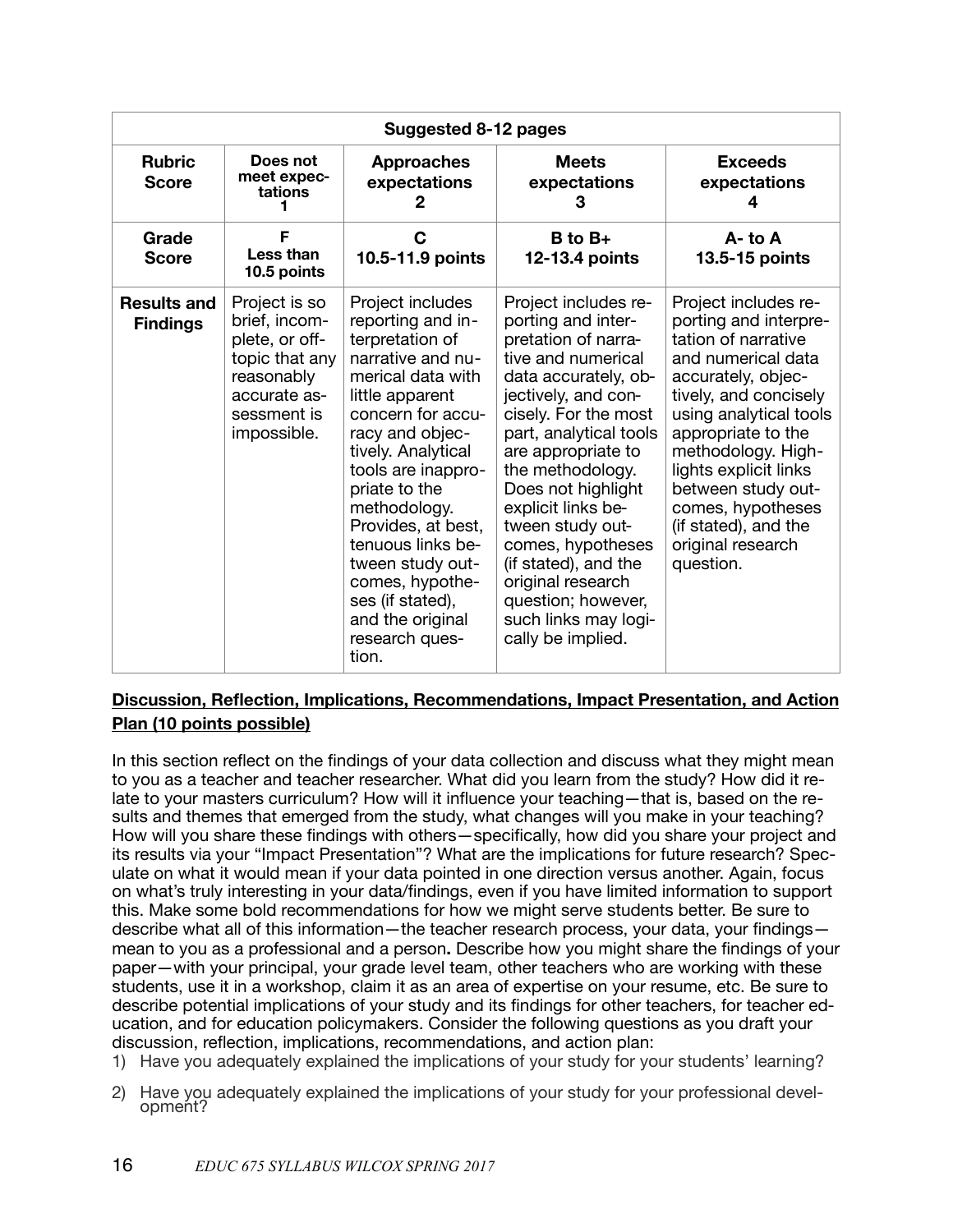| Suggested 8-12 pages | | | | |
|---|---|---|---|---|
| **Rubric Score** | **Does not meet expectations 1** | **Approaches expectations 2** | **Meets expectations 3** | **Exceeds expectations 4** |
| **Grade Score** | **F Less than 10.5 points** | **C 10.5-11.9 points** | **B to B+ 12-13.4 points** | **A- to A 13.5-15 points** |
| **Results and Findings** | Project is so brief, incomplete, or off-topic that any reasonably accurate assessment is impossible. | Project includes reporting and interpretation of narrative and numerical data with little apparent concern for accuracy and objectively. Analytical tools are inappropriate to the methodology. Provides, at best, tenuous links between study outcomes, hypotheses (if stated), and the original research question. | Project includes reporting and interpretation of narrative and numerical data accurately, objectively, and concisely. For the most part, analytical tools are appropriate to the methodology. Does not highlight explicit links between study outcomes, hypotheses (if stated), and the original research question; however, such links may logically be implied. | Project includes reporting and interpretation of narrative and numerical data accurately, objectively, and concisely using analytical tools appropriate to the methodology. Highlights explicit links between study outcomes, hypotheses (if stated), and the original research question. |

**Discussion, Reflection, Implications, Recommendations, Impact Presentation, and Action Plan (10 points possible)**

In this section reflect on the findings of your data collection and discuss what they might mean to you as a teacher and teacher researcher. What did you learn from the study? How did it relate to your masters curriculum? How will it influence your teaching—that is, based on the results and themes that emerged from the study, what changes will you make in your teaching? How will you share these findings with others—specifically, how did you share your project and its results via your "Impact Presentation"? What are the implications for future research? Speculate on what it would mean if your data pointed in one direction versus another. Again, focus on what's truly interesting in your data/findings, even if you have limited information to support this. Make some bold recommendations for how we might serve students better. Be sure to describe what all of this information—the teacher research process, your data, your findings—mean to you as a professional and a person**.** Describe how you might share the findings of your paper—with your principal, your grade level team, other teachers who are working with these students, use it in a workshop, claim it as an area of expertise on your resume, etc. Be sure to describe potential implications of your study and its findings for other teachers, for teacher education, and for education policymakers. Consider the following questions as you draft your discussion, reflection, implications, recommendations, and action plan:

1) Have you adequately explained the implications of your study for your students' learning?
2) Have you adequately explained the implications of your study for your professional development?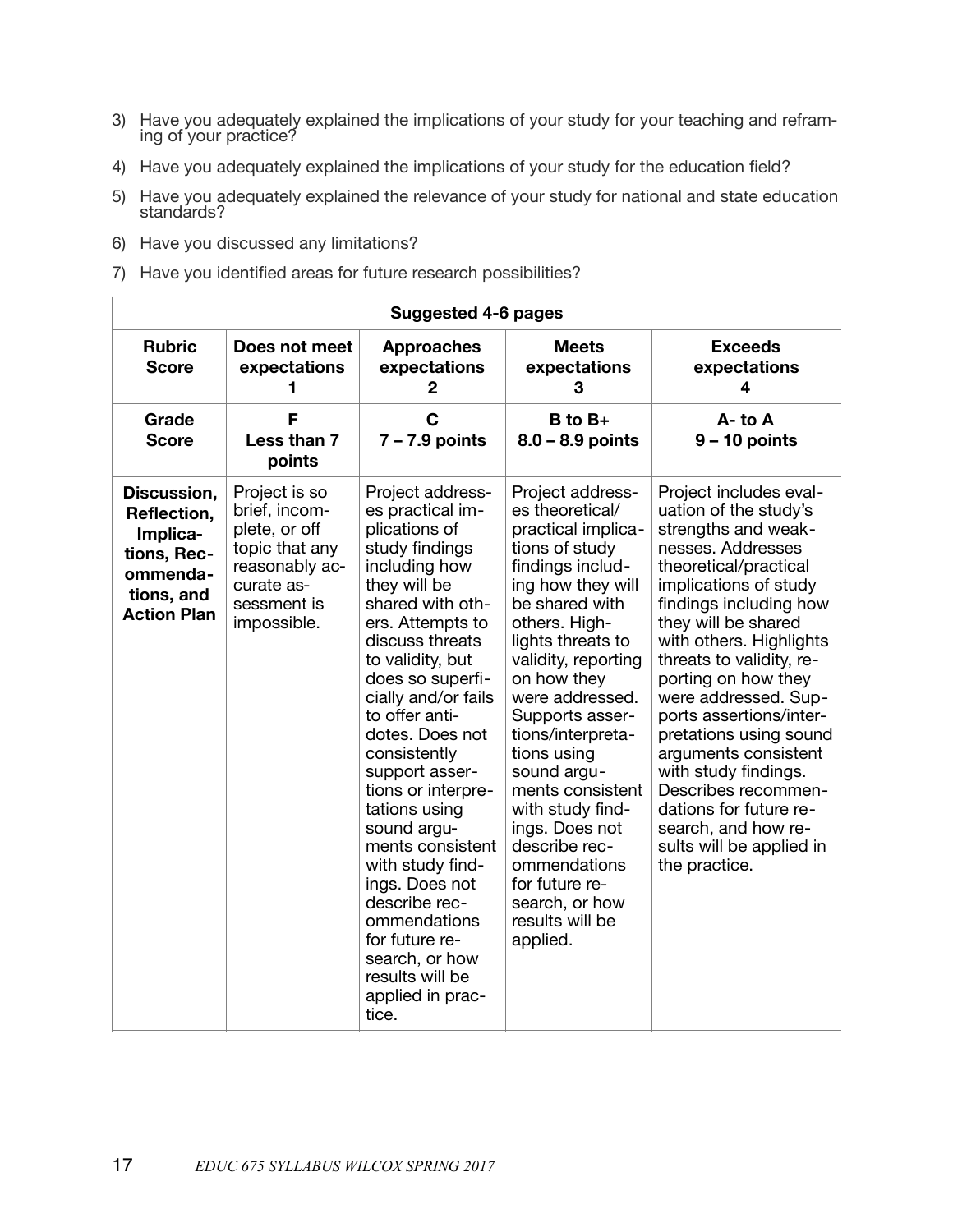3) Have you adequately explained the implications of your study for your teaching and reframing of your practice?
4) Have you adequately explained the implications of your study for the education field?
5) Have you adequately explained the relevance of your study for national and state education standards?
6) Have you discussed any limitations?
7) Have you identified areas for future research possibilities?

| Suggested 4-6 pages | | | | |
|---|---|---|---|---|
| **Rubric Score** | **Does not meet expectations 1** | **Approaches expectations 2** | **Meets expectations 3** | **Exceeds expectations 4** |
| **Grade Score** | **F Less than 7 points** | **C 7 – 7.9 points** | **B to B+ 8.0 – 8.9 points** | **A- to A 9 – 10 points** |
| **Discussion, Reflection, Implications, Recommendations, and Action Plan** | Project is so brief, incomplete, or off topic that any reasonably accurate assessment is impossible. | Project addresses practical implications of study findings including how they will be shared with others. Attempts to discuss threats to validity, but does so superficially and/or fails to offer antidotes. Does not consistently support assertions or interpretations using sound arguments consistent with study findings. Does not describe recommendations for future research, or how results will be applied in practice. | Project addresses theoretical/practical implications of study findings including how they will be shared with others. Highlights threats to validity, reporting on how they were addressed. Supports assertions/interpretations using sound arguments consistent with study findings. Does not describe recommendations for future research, or how results will be applied. | Project includes evaluation of the study's strengths and weaknesses. Addresses theoretical/practical implications of study findings including how they will be shared with others. Highlights threats to validity, reporting on how they were addressed. Supports assertions/interpretations using sound arguments consistent with study findings. Describes recommendations for future research, and how results will be applied in the practice. |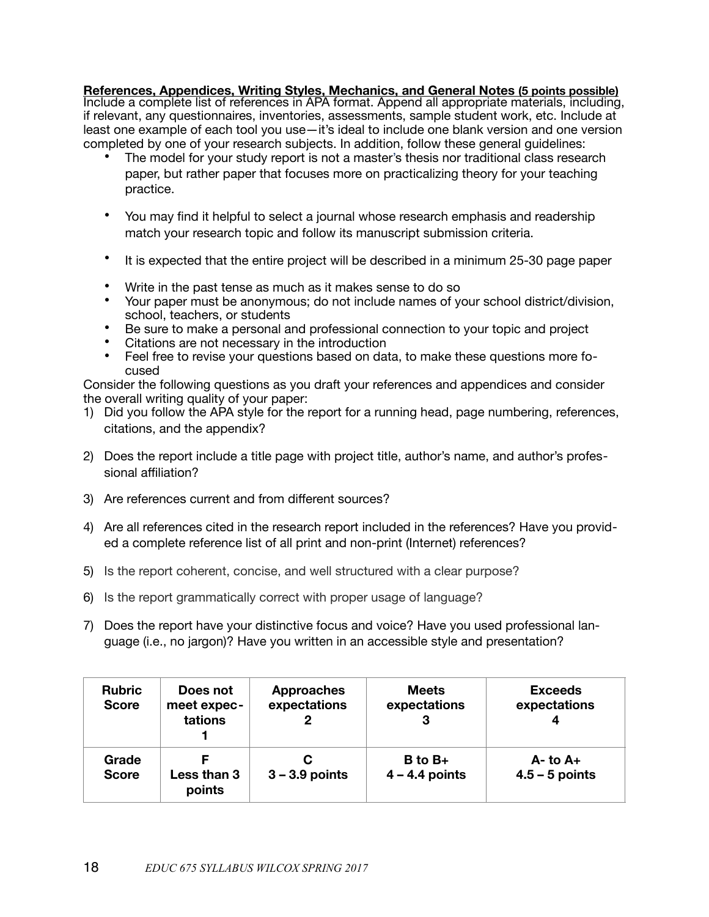**References, Appendices, Writing Styles, Mechanics, and General Notes (5 points possible)**
Include a complete list of references in APA format. Append all appropriate materials, including, if relevant, any questionnaires, inventories, assessments, sample student work, etc. Include at least one example of each tool you use—it's ideal to include one blank version and one version completed by one of your research subjects. In addition, follow these general guidelines:

- The model for your study report is not a master's thesis nor traditional class research paper, but rather paper that focuses more on practicalizing theory for your teaching practice.
- You may find it helpful to select a journal whose research emphasis and readership match your research topic and follow its manuscript submission criteria.
- It is expected that the entire project will be described in a minimum 25-30 page paper
- Write in the past tense as much as it makes sense to do so
- Your paper must be anonymous; do not include names of your school district/division, school, teachers, or students
- Be sure to make a personal and professional connection to your topic and project
- Citations are not necessary in the introduction
- Feel free to revise your questions based on data, to make these questions more focused

Consider the following questions as you draft your references and appendices and consider the overall writing quality of your paper:

1) Did you follow the APA style for the report for a running head, page numbering, references, citations, and the appendix?
2) Does the report include a title page with project title, author's name, and author's professional affiliation?
3) Are references current and from different sources?
4) Are all references cited in the research report included in the references? Have you provided a complete reference list of all print and non-print (Internet) references?
5) Is the report coherent, concise, and well structured with a clear purpose?
6) Is the report grammatically correct with proper usage of language?
7) Does the report have your distinctive focus and voice? Have you used professional language (i.e., no jargon)? Have you written in an accessible style and presentation?

| Rubric Score | Does not meet expectations 1 | Approaches expectations 2 | Meets expectations 3 | Exceeds expectations 4 |
|---|---|---|---|---|
| Grade Score | F Less than 3 points | C 3 – 3.9 points | B to B+ 4 – 4.4 points | A- to A+ 4.5 – 5 points |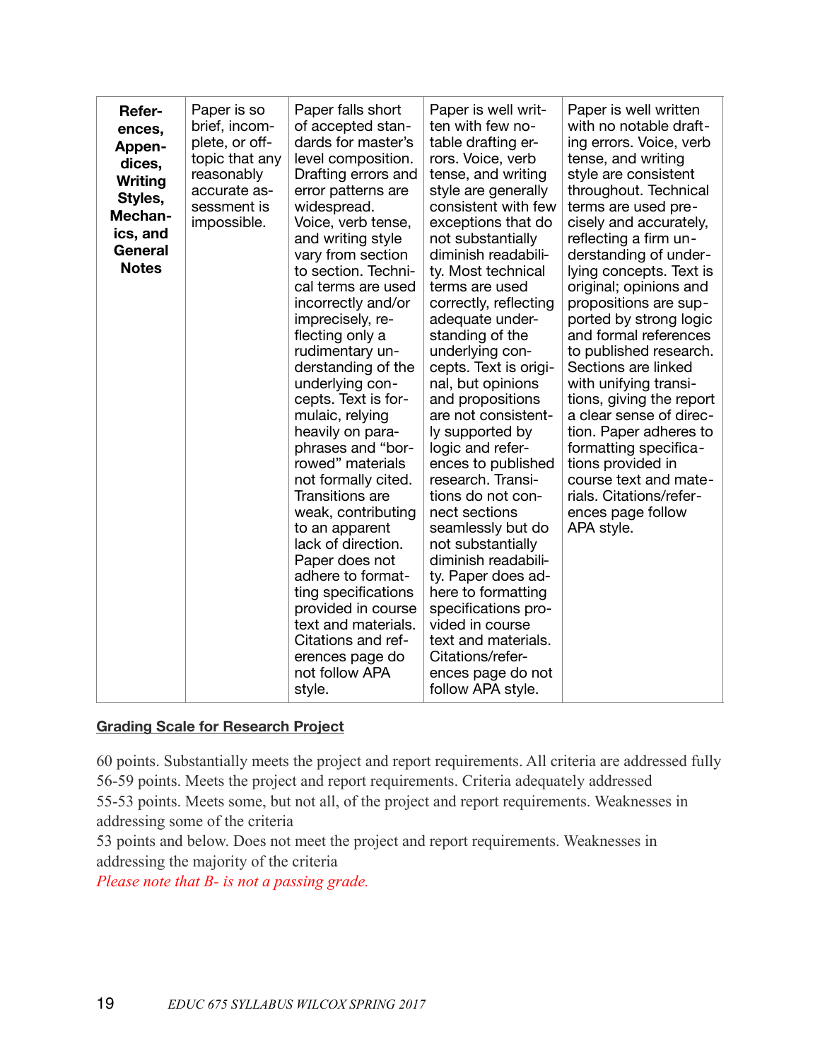| **References, Appendices, Writing Styles, Mechanics, and General Notes** | Paper is so brief, incomplete, or off-topic that any reasonably accurate assessment is impossible. | Paper falls short of accepted standards for master's level composition. Drafting errors and error patterns are widespread. Voice, verb tense, and writing style vary from section to section. Technical terms are used incorrectly and/or imprecisely, reflecting only a rudimentary understanding of the underlying concepts. Text is formulaic, relying heavily on paraphrases and "borrowed" materials not formally cited. Transitions are weak, contributing to an apparent lack of direction. Paper does not adhere to formatting specifications provided in course text and materials. Citations and references page do not follow APA style. | Paper is well written with few notable drafting errors. Voice, verb tense, and writing style are generally consistent with few exceptions that do not substantially diminish readability. Most technical terms are used correctly, reflecting adequate understanding of the underlying concepts. Text is original, but opinions and propositions are not consistently supported by logic and references to published research. Transitions do not connect sections seamlessly but do not substantially diminish readability. Paper does adhere to formatting specifications provided in course text and materials. Citations/references page do not follow APA style. | Paper is well written with no notable drafting errors. Voice, verb tense, and writing style are consistent throughout. Technical terms are used precisely and accurately, reflecting a firm understanding of underlying concepts. Text is original; opinions and propositions are supported by strong logic and formal references to published research. Sections are linked with unifying transitions, giving the report a clear sense of direction. Paper adheres to formatting specifications provided in course text and materials. Citations/references page follow APA style. |
|---|---|---|---|---|

**Grading Scale for Research Project**

60 points. Substantially meets the project and report requirements. All criteria are addressed fully
56-59 points. Meets the project and report requirements. Criteria adequately addressed
55-53 points. Meets some, but not all, of the project and report requirements. Weaknesses in addressing some of the criteria
53 points and below. Does not meet the project and report requirements. Weaknesses in addressing the majority of the criteria
*Please note that B- is not a passing grade.*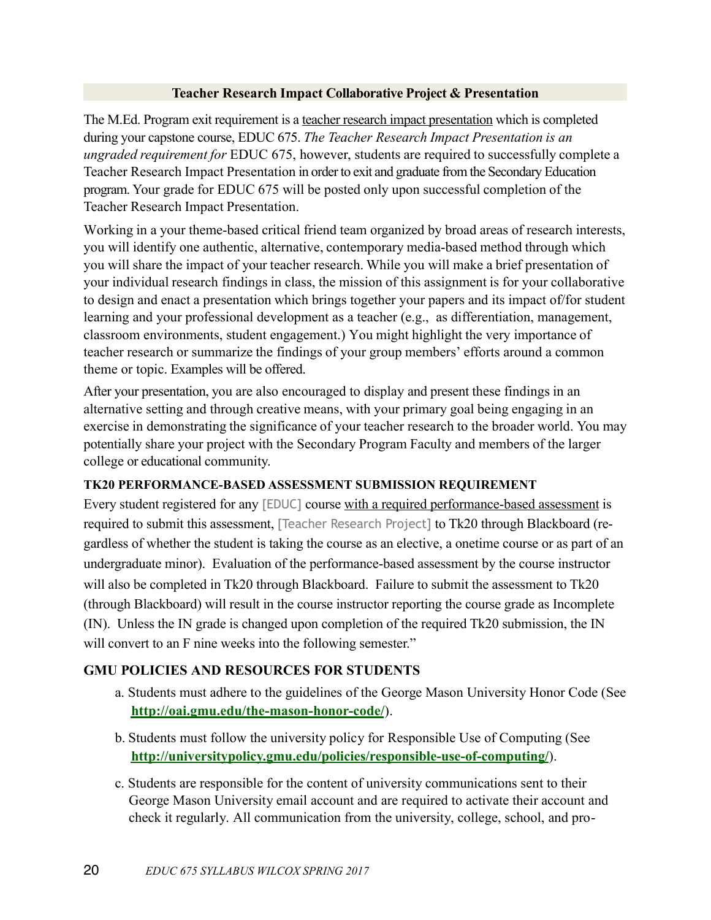### Teacher Research Impact Collaborative Project & Presentation

The M.Ed. Program exit requirement is a teacher research impact presentation which is completed during your capstone course, EDUC 675. *The Teacher Research Impact Presentation is an ungraded requirement for* EDUC 675, however, students are required to successfully complete a Teacher Research Impact Presentation in order to exit and graduate from the Secondary Education program. Your grade for EDUC 675 will be posted only upon successful completion of the Teacher Research Impact Presentation.

Working in a your theme-based critical friend team organized by broad areas of research interests, you will identify one authentic, alternative, contemporary media-based method through which you will share the impact of your teacher research. While you will make a brief presentation of your individual research findings in class, the mission of this assignment is for your collaborative to design and enact a presentation which brings together your papers and its impact of/for student learning and your professional development as a teacher (e.g., as differentiation, management, classroom environments, student engagement.) You might highlight the very importance of teacher research or summarize the findings of your group members' efforts around a common theme or topic. Examples will be offered.

After your presentation, you are also encouraged to display and present these findings in an alternative setting and through creative means, with your primary goal being engaging in an exercise in demonstrating the significance of your teacher research to the broader world. You may potentially share your project with the Secondary Program Faculty and members of the larger college or educational community.

**TK20 PERFORMANCE-BASED ASSESSMENT SUBMISSION REQUIREMENT**

Every student registered for any [EDUC] course with a required performance-based assessment is required to submit this assessment, [Teacher Research Project] to Tk20 through Blackboard (regardless of whether the student is taking the course as an elective, a onetime course or as part of an undergraduate minor). Evaluation of the performance-based assessment by the course instructor will also be completed in Tk20 through Blackboard. Failure to submit the assessment to Tk20 (through Blackboard) will result in the course instructor reporting the course grade as Incomplete (IN). Unless the IN grade is changed upon completion of the required Tk20 submission, the IN will convert to an F nine weeks into the following semester."

## GMU POLICIES AND RESOURCES FOR STUDENTS

a. Students must adhere to the guidelines of the George Mason University Honor Code (See **http://oai.gmu.edu/the-mason-honor-code/**).

b. Students must follow the university policy for Responsible Use of Computing (See **http://universitypolicy.gmu.edu/policies/responsible-use-of-computing/**).

c. Students are responsible for the content of university communications sent to their George Mason University email account and are required to activate their account and check it regularly. All communication from the university, college, school, and pro-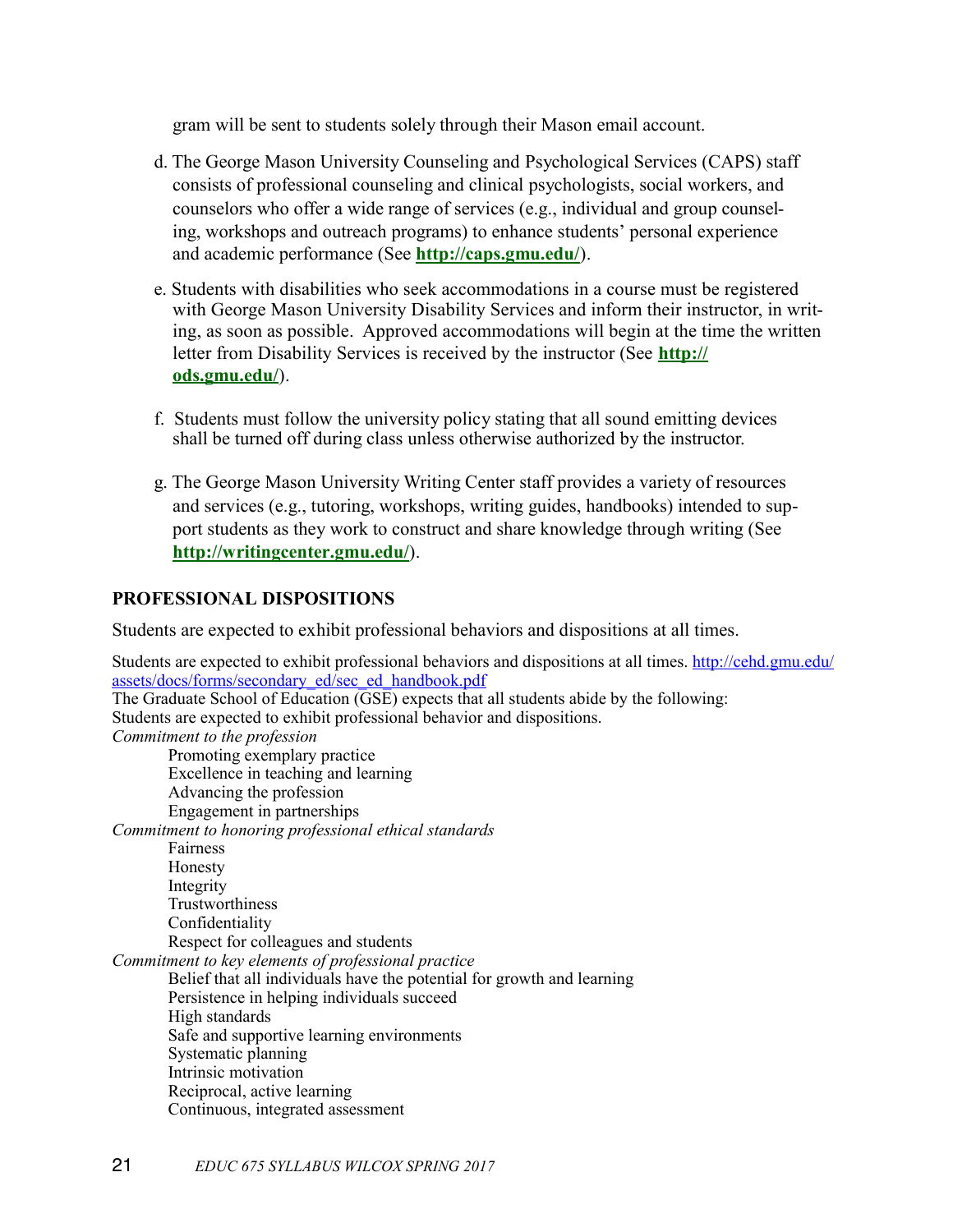gram will be sent to students solely through their Mason email account.

d. The George Mason University Counseling and Psychological Services (CAPS) staff consists of professional counseling and clinical psychologists, social workers, and counselors who offer a wide range of services (e.g., individual and group counseling, workshops and outreach programs) to enhance students' personal experience and academic performance (See **http://caps.gmu.edu/**).

e. Students with disabilities who seek accommodations in a course must be registered with George Mason University Disability Services and inform their instructor, in writing, as soon as possible. Approved accommodations will begin at the time the written letter from Disability Services is received by the instructor (See **http://ods.gmu.edu/**).

f. Students must follow the university policy stating that all sound emitting devices shall be turned off during class unless otherwise authorized by the instructor.

g. The George Mason University Writing Center staff provides a variety of resources and services (e.g., tutoring, workshops, writing guides, handbooks) intended to support students as they work to construct and share knowledge through writing (See **http://writingcenter.gmu.edu/**).

## PROFESSIONAL DISPOSITIONS

Students are expected to exhibit professional behaviors and dispositions at all times.

Students are expected to exhibit professional behaviors and dispositions at all times. http://cehd.gmu.edu/assets/docs/forms/secondary_ed/sec_ed_handbook.pdf
The Graduate School of Education (GSE) expects that all students abide by the following:
Students are expected to exhibit professional behavior and dispositions.

*Commitment to the profession*

- Promoting exemplary practice
- Excellence in teaching and learning
- Advancing the profession
- Engagement in partnerships

*Commitment to honoring professional ethical standards*

- Fairness
- Honesty
- Integrity
- Trustworthiness
- Confidentiality
- Respect for colleagues and students

*Commitment to key elements of professional practice*

- Belief that all individuals have the potential for growth and learning
- Persistence in helping individuals succeed
- High standards
- Safe and supportive learning environments
- Systematic planning
- Intrinsic motivation
- Reciprocal, active learning
- Continuous, integrated assessment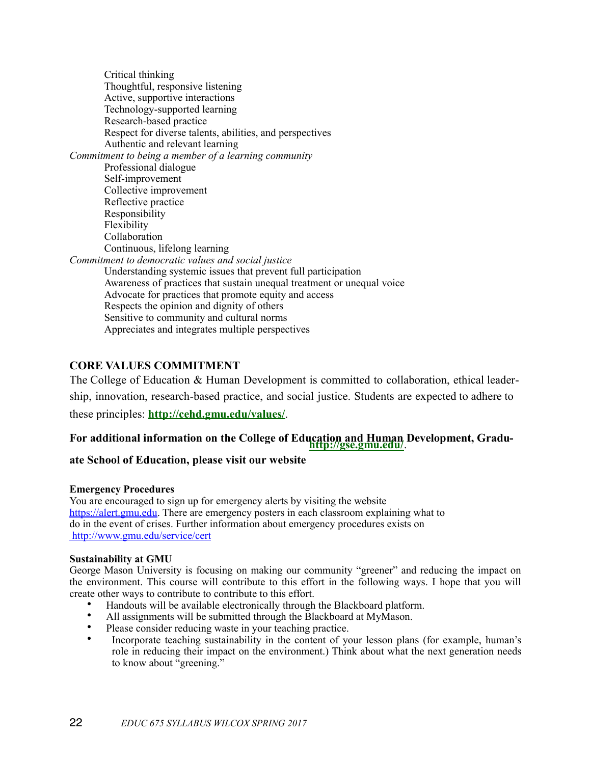Critical thinking
Thoughtful, responsive listening
Active, supportive interactions
Technology-supported learning
Research-based practice
Respect for diverse talents, abilities, and perspectives
Authentic and relevant learning

*Commitment to being a member of a learning community*

Professional dialogue
Self-improvement
Collective improvement
Reflective practice
Responsibility
Flexibility
Collaboration
Continuous, lifelong learning

*Commitment to democratic values and social justice*

Understanding systemic issues that prevent full participation
Awareness of practices that sustain unequal treatment or unequal voice
Advocate for practices that promote equity and access
Respects the opinion and dignity of others
Sensitive to community and cultural norms
Appreciates and integrates multiple perspectives

## CORE VALUES COMMITMENT

The College of Education & Human Development is committed to collaboration, ethical leadership, innovation, research-based practice, and social justice. Students are expected to adhere to these principles: **http://cehd.gmu.edu/values/**.

**For additional information on the College of Education and Human Development, Graduate School of Education, please visit our website http://gse.gmu.edu/.**

**Emergency Procedures**

You are encouraged to sign up for emergency alerts by visiting the website https://alert.gmu.edu. There are emergency posters in each classroom explaining what to do in the event of crises. Further information about emergency procedures exists on http://www.gmu.edu/service/cert

**Sustainability at GMU**

George Mason University is focusing on making our community "greener" and reducing the impact on the environment. This course will contribute to this effort in the following ways. I hope that you will create other ways to contribute to contribute to this effort.

- Handouts will be available electronically through the Blackboard platform.
- All assignments will be submitted through the Blackboard at MyMason.
- Please consider reducing waste in your teaching practice.
- Incorporate teaching sustainability in the content of your lesson plans (for example, human's role in reducing their impact on the environment.) Think about what the next generation needs to know about "greening."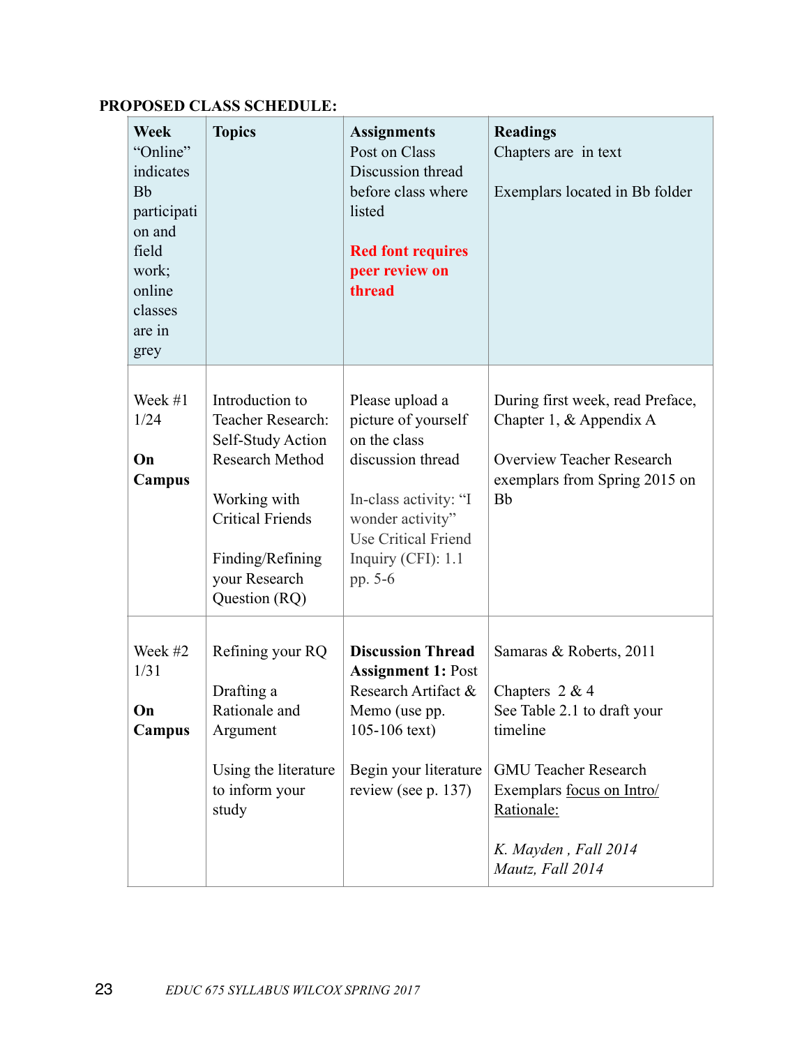**PROPOSED CLASS SCHEDULE:**

| **Week** "Online" indicates Bb participation and field work; online classes are in grey | **Topics** | **Assignments** Post on Class Discussion thread before class where listed<br><br>**Red font requires peer review on thread** | **Readings** Chapters are in text<br><br>Exemplars located in Bb folder |
|---|---|---|---|
| Week #1 1/24<br><br>**On Campus** | Introduction to Teacher Research: Self-Study Action Research Method<br><br>Working with Critical Friends<br><br>Finding/Refining your Research Question (RQ) | Please upload a picture of yourself on the class discussion thread<br><br>In-class activity: "I wonder activity" Use Critical Friend Inquiry (CFI): 1.1 pp. 5-6 | During first week, read Preface, Chapter 1, & Appendix A<br><br>Overview Teacher Research exemplars from Spring 2015 on Bb |
| Week #2 1/31<br><br>**On Campus** | Refining your RQ<br><br>Drafting a Rationale and Argument<br><br>Using the literature to inform your study | **Discussion Thread Assignment 1:** Post Research Artifact & Memo (use pp. 105-106 text)<br><br>Begin your literature review (see p. 137) | Samaras & Roberts, 2011<br><br>Chapters 2 & 4 See Table 2.1 to draft your timeline<br><br>GMU Teacher Research Exemplars focus on Intro/ Rationale:<br><br>*K. Mayden , Fall 2014*<br>*Mautz, Fall 2014* |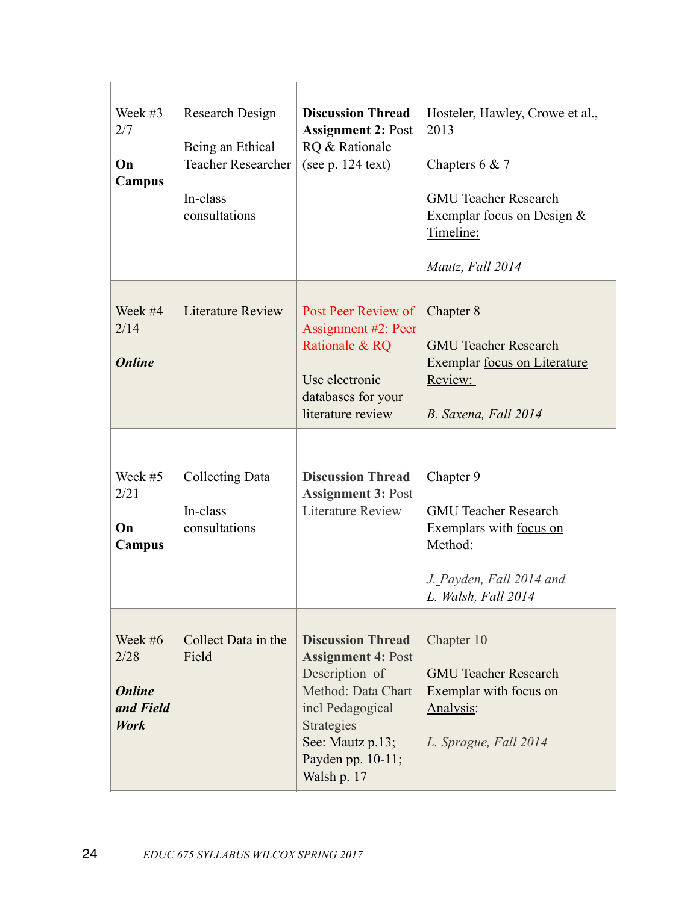| Week #3 2/7 **On Campus** | Research Design<br><br>Being an Ethical Teacher Researcher<br><br>In-class consultations | **Discussion Thread Assignment 2:** Post RQ & Rationale (see p. 124 text) | Hosteler, Hawley, Crowe et al., 2013<br><br>Chapters 6 & 7<br><br>GMU Teacher Research Exemplar focus on Design & Timeline:<br><br>*Mautz, Fall 2014* |
|---|---|---|---|
| Week #4 2/14 ***Online*** | Literature Review | Post Peer Review of Assignment #2: Peer Rationale & RQ<br><br>Use electronic databases for your literature review | Chapter 8<br><br>GMU Teacher Research Exemplar focus on Literature Review:<br><br>*B. Saxena, Fall 2014* |
| Week #5 2/21 **On Campus** | Collecting Data<br><br>In-class consultations | **Discussion Thread Assignment 3:** Post Literature Review | Chapter 9<br><br>GMU Teacher Research Exemplars with focus on Method:<br><br>*J. Payden, Fall 2014 and L. Walsh, Fall 2014* |
| Week #6 2/28 ***Online and Field Work*** | Collect Data in the Field | **Discussion Thread Assignment 4:** Post Description of Method: Data Chart incl Pedagogical Strategies<br>See: Mautz p.13; Payden pp. 10-11; Walsh p. 17 | Chapter 10<br><br>GMU Teacher Research Exemplar with focus on Analysis:<br><br>*L. Sprague, Fall 2014* |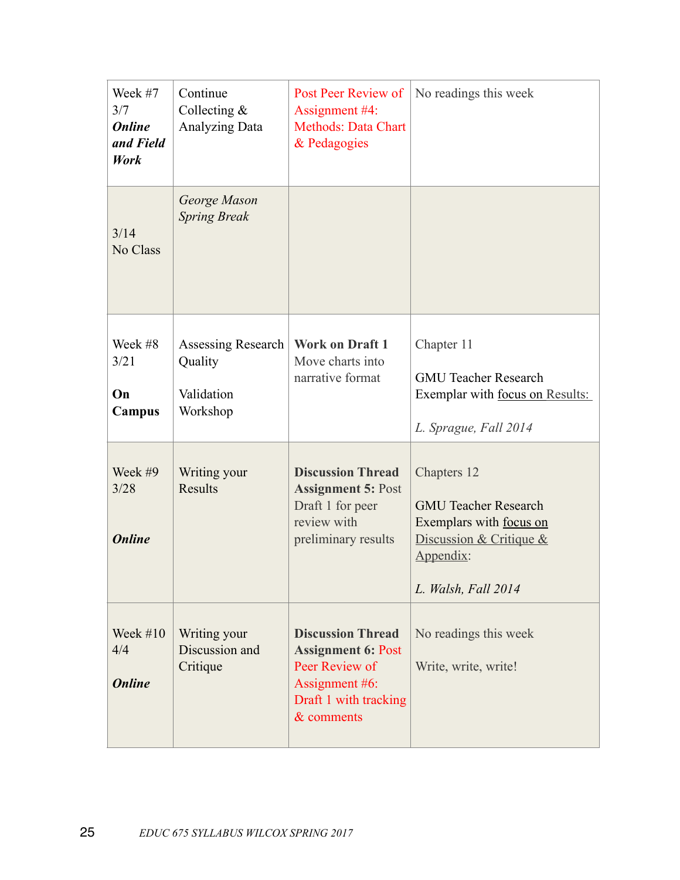| Week #7 3/7 ***Online and Field Work*** | Continue Collecting & Analyzing Data | Post Peer Review of Assignment #4: Methods: Data Chart & Pedagogies | No readings this week |
|---|---|---|---|
| 3/14 No Class | *George Mason Spring Break* | | |
| Week #8 3/21<br><br>**On Campus** | Assessing Research Quality<br><br>Validation Workshop | **Work on Draft 1** Move charts into narrative format | Chapter 11<br><br>GMU Teacher Research Exemplar with focus on Results:<br><br>*L. Sprague, Fall 2014* |
| Week #9 3/28<br><br>***Online*** | Writing your Results | **Discussion Thread Assignment 5:** Post Draft 1 for peer review with preliminary results | Chapters 12<br><br>GMU Teacher Research Exemplars with focus on Discussion & Critique & Appendix:<br><br>*L. Walsh, Fall 2014* |
| Week #10 4/4<br><br>***Online*** | Writing your Discussion and Critique | **Discussion Thread Assignment 6:** Post Peer Review of Assignment #6: Draft 1 with tracking & comments | No readings this week<br><br>Write, write, write! |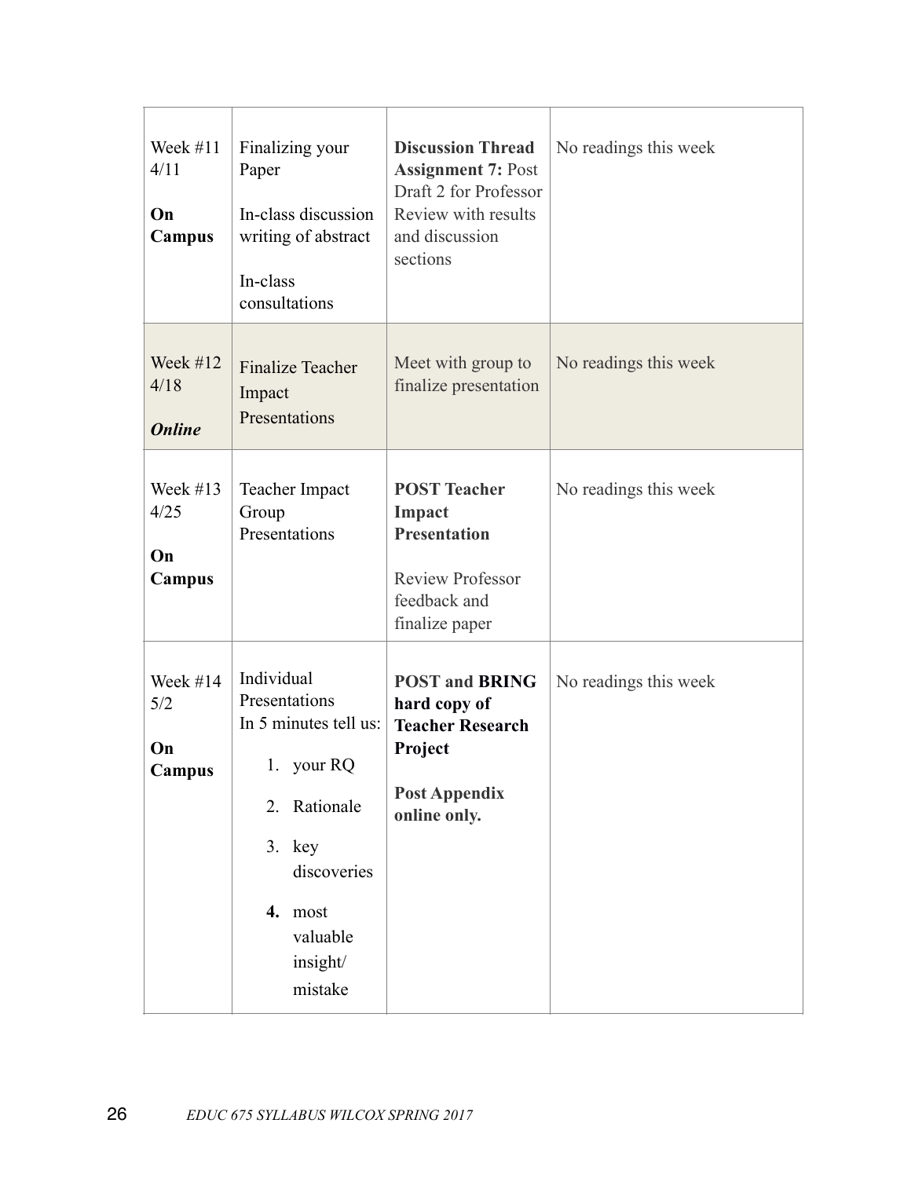| Week #11 4/11 **On Campus** | Finalizing your Paper<br><br>In-class discussion writing of abstract<br><br>In-class consultations | **Discussion Thread Assignment 7:** Post Draft 2 for Professor Review with results and discussion sections | No readings this week |
|---|---|---|---|
| Week #12 4/18 ***Online*** | Finalize Teacher Impact Presentations | Meet with group to finalize presentation | No readings this week |
| Week #13 4/25 **On Campus** | Teacher Impact Group Presentations | **POST Teacher Impact Presentation**<br><br>Review Professor feedback and finalize paper | No readings this week |
| Week #14 5/2 **On Campus** | Individual Presentations In 5 minutes tell us:<br>1. your RQ<br>2. Rationale<br>3. key discoveries<br>**4.** most valuable insight/ mistake | **POST and BRING hard copy of Teacher Research Project**<br><br>**Post Appendix online only.** | No readings this week |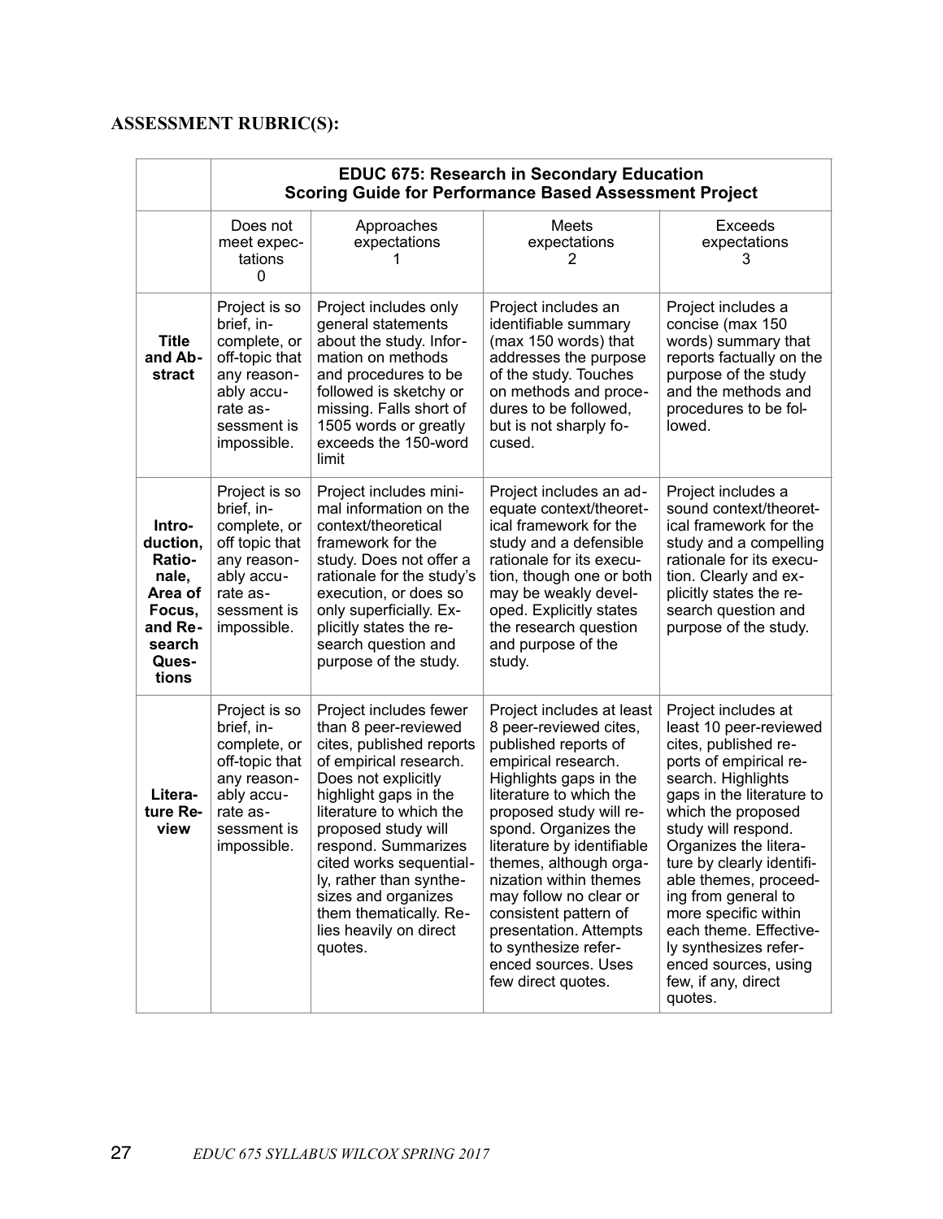**ASSESSMENT RUBRIC(S):**

| | EDUC 675: Research in Secondary Education<br>Scoring Guide for Performance Based Assessment Project | | | |
|---|---|---|---|---|
| | Does not meet expectations 0 | Approaches expectations 1 | Meets expectations 2 | Exceeds expectations 3 |
| **Title and Abstract** | Project is so brief, incomplete, or off-topic that any reasonably accurate assessment is impossible. | Project includes only general statements about the study. Information on methods and procedures to be followed is sketchy or missing. Falls short of 1505 words or greatly exceeds the 150-word limit | Project includes an identifiable summary (max 150 words) that addresses the purpose of the study. Touches on methods and procedures to be followed, but is not sharply focused. | Project includes a concise (max 150 words) summary that reports factually on the purpose of the study and the methods and procedures to be followed. |
| **Introduction, Rationale, Area of Focus, and Research Questions** | Project is so brief, incomplete, or off topic that any reasonably accurate assessment is impossible. | Project includes minimal information on the context/theoretical framework for the study. Does not offer a rationale for the study's execution, or does so only superficially. Explicitly states the research question and purpose of the study. | Project includes an adequate context/theoretical framework for the study and a defensible rationale for its execution, though one or both may be weakly developed. Explicitly states the research question and purpose of the study. | Project includes a sound context/theoretical framework for the study and a compelling rationale for its execution. Clearly and explicitly states the research question and purpose of the study. |
| **Literature Review** | Project is so brief, incomplete, or off-topic that any reasonably accurate assessment is impossible. | Project includes fewer than 8 peer-reviewed cites, published reports of empirical research. Does not explicitly highlight gaps in the literature to which the proposed study will respond. Summarizes cited works sequentially, rather than synthesizes and organizes them thematically. Relies heavily on direct quotes. | Project includes at least 8 peer-reviewed cites, published reports of empirical research. Highlights gaps in the literature to which the proposed study will respond. Organizes the literature by identifiable themes, although organization within themes may follow no clear or consistent pattern of presentation. Attempts to synthesize referenced sources. Uses few direct quotes. | Project includes at least 10 peer-reviewed cites, published reports of empirical research. Highlights gaps in the literature to which the proposed study will respond. Organizes the literature by clearly identifiable themes, proceeding from general to more specific within each theme. Effectively synthesizes referenced sources, using few, if any, direct quotes. |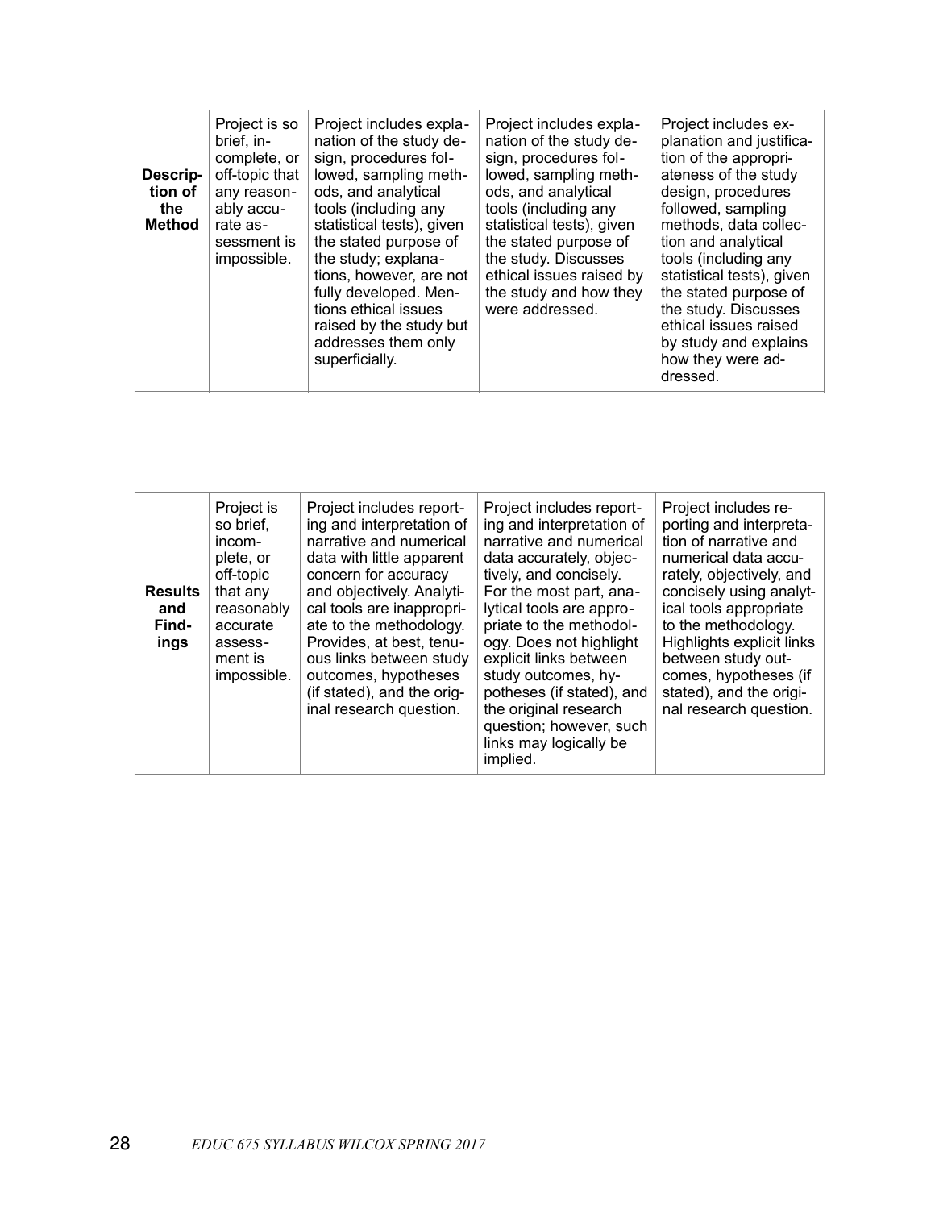| Description of the Method | Project is so brief, incomplete, or off-topic that any reasonably accurate assessment is impossible. | Project includes explanation of the study design, procedures followed, sampling methods, and analytical tools (including any statistical tests), given the stated purpose of the study; explanations, however, are not fully developed. Mentions ethical issues raised by the study but addresses them only superficially. | Project includes explanation of the study design, procedures followed, sampling methods, and analytical tools (including any statistical tests), given the stated purpose of the study. Discusses ethical issues raised by the study and how they were addressed. | Project includes explanation and justification of the appropriateness of the study design, procedures followed, sampling methods, data collection and analytical tools (including any statistical tests), given the stated purpose of the study. Discusses ethical issues raised by study and explains how they were addressed. |
|---|---|---|---|---|

| Results and Findings | Project is so brief, incomplete, or off-topic that any reasonably accurate assessment is impossible. | Project includes reporting and interpretation of narrative and numerical data with little apparent concern for accuracy and objectively. Analytical tools are inappropriate to the methodology. Provides, at best, tenuous links between study outcomes, hypotheses (if stated), and the original research question. | Project includes reporting and interpretation of narrative and numerical data accurately, objectively, and concisely. For the most part, analytical tools are appropriate to the methodology. Does not highlight explicit links between study outcomes, hypotheses (if stated), and the original research question; however, such links may logically be implied. | Project includes reporting and interpretation of narrative and numerical data accurately, objectively, and concisely using analytical tools appropriate to the methodology. Highlights explicit links between study outcomes, hypotheses (if stated), and the original research question. |
|---|---|---|---|---|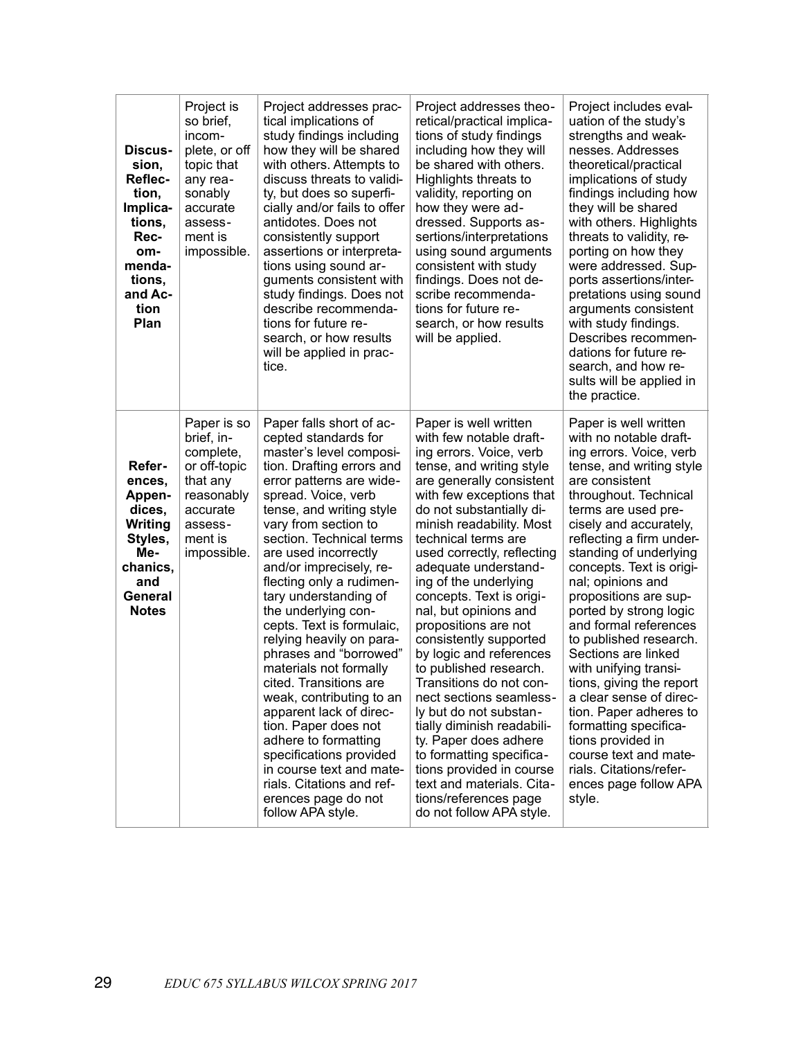| | | | | |
|---|---|---|---|---|
| **Discussion, Reflection, Implications, Recommendations, and Action Plan** | Project is so brief, incomplete, or off topic that any reasonably accurate assessment is impossible. | Project addresses practical implications of study findings including how they will be shared with others. Attempts to discuss threats to validity, but does so superficially and/or fails to offer antidotes. Does not consistently support assertions or interpretations using sound arguments consistent with study findings. Does not describe recommendations for future research, or how results will be applied in practice. | Project addresses theoretical/practical implications of study findings including how they will be shared with others. Highlights threats to validity, reporting on how they were addressed. Supports assertions/interpretations using sound arguments consistent with study findings. Does not describe recommendations for future research, or how results will be applied. | Project includes evaluation of the study's strengths and weaknesses. Addresses theoretical/practical implications of study findings including how they will be shared with others. Highlights threats to validity, reporting on how they were addressed. Supports assertions/interpretations using sound arguments consistent with study findings. Describes recommendations for future research, and how results will be applied in the practice. |
| **References, Appendices, Writing Styles, Mechanics, and General Notes** | Paper is so brief, incomplete, or off-topic that any reasonably accurate assessment is impossible. | Paper falls short of accepted standards for master's level composition. Drafting errors and error patterns are widespread. Voice, verb tense, and writing style vary from section to section. Technical terms are used incorrectly and/or imprecisely, reflecting only a rudimentary understanding of the underlying concepts. Text is formulaic, relying heavily on paraphrases and "borrowed" materials not formally cited. Transitions are weak, contributing to an apparent lack of direction. Paper does not adhere to formatting specifications provided in course text and materials. Citations and references page do not follow APA style. | Paper is well written with few notable drafting errors. Voice, verb tense, and writing style are generally consistent with few exceptions that do not substantially diminish readability. Most technical terms are used correctly, reflecting adequate understanding of the underlying concepts. Text is original, but opinions and propositions are not consistently supported by logic and references to published research. Transitions do not connect sections seamlessly but do not substantially diminish readability. Paper does adhere to formatting specifications provided in course text and materials. Citations/references page do not follow APA style. | Paper is well written with no notable drafting errors. Voice, verb tense, and writing style are consistent throughout. Technical terms are used precisely and accurately, reflecting a firm understanding of underlying concepts. Text is original; opinions and propositions are supported by strong logic and formal references to published research. Sections are linked with unifying transitions, giving the report a clear sense of direction. Paper adheres to formatting specifications provided in course text and materials. Citations/references page follow APA style. |